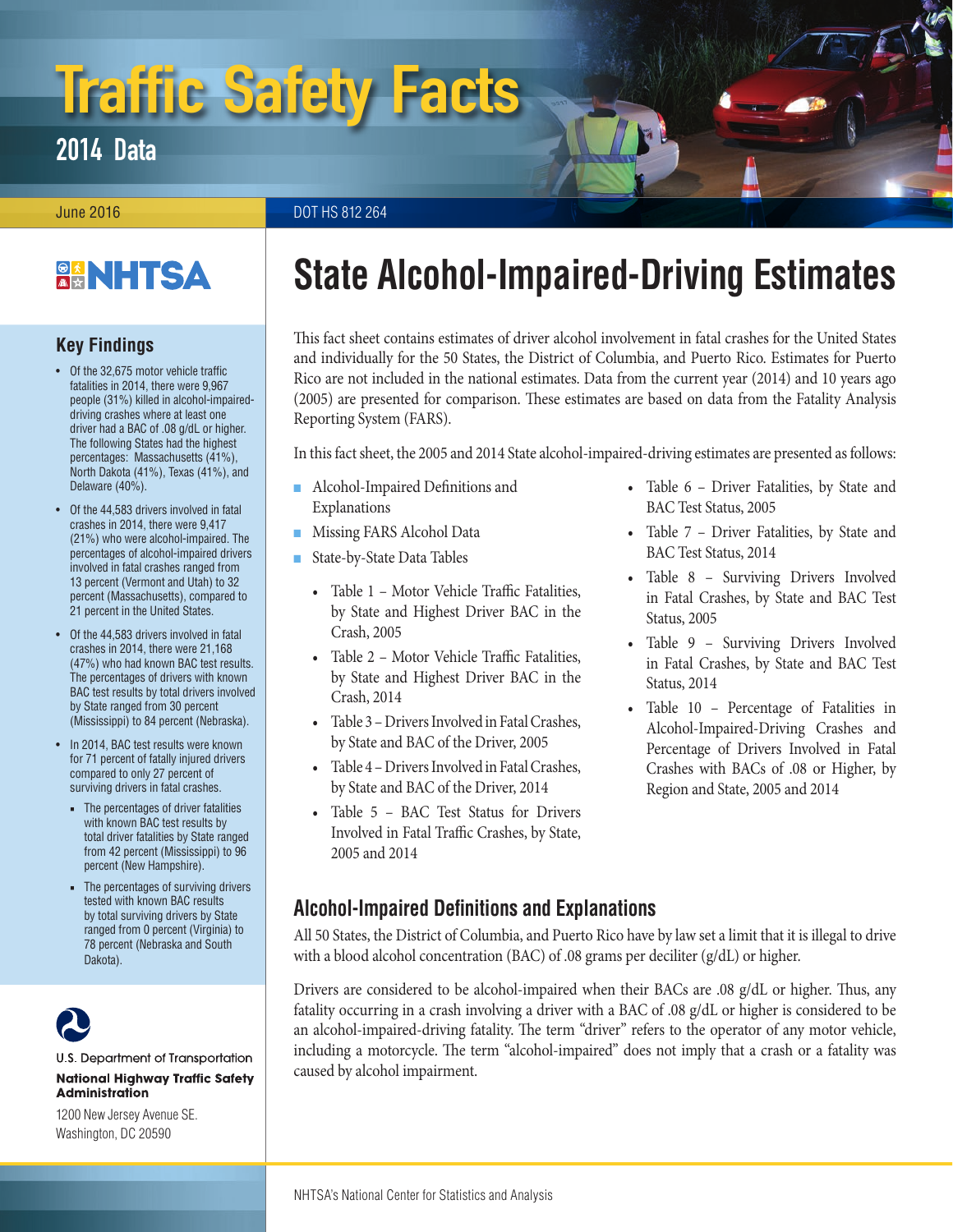# Traffic Safety Facts

## 2014 Data

June 2016

DOT HS 812 264

NHTSA

## Key Findings

- Of the 32,675 motor vehicle traffic fatalities in 2014, there were 9,967 people (31%) killed in alcohol-impaired-driving crashes where at least one driver had a BAC of .08 g/dL or higher. The following States had the highest percentages: Massachusetts (41%), North Dakota (41%), Texas (41%), and Delaware (40%).
- Of the 44,583 drivers involved in fatal crashes in 2014, there were 9,417 (21%) who were alcohol-impaired. The percentages of alcohol-impaired drivers involved in fatal crashes ranged from 13 percent (Vermont and Utah) to 32 percent (Massachusetts), compared to 21 percent in the United States.
- Of the 44,583 drivers involved in fatal crashes in 2014, there were 21,168 (47%) who had known BAC test results. The percentages of drivers with known BAC test results by total drivers involved by State ranged from 30 percent (Mississippi) to 84 percent (Nebraska).
- In 2014, BAC test results were known for 71 percent of fatally injured drivers compared to only 27 percent of surviving drivers in fatal crashes.
  - The percentages of driver fatalities with known BAC test results by total driver fatalities by State ranged from 42 percent (Mississippi) to 96 percent (New Hampshire).
  - The percentages of surviving drivers tested with known BAC results by total surviving drivers by State ranged from 0 percent (Virginia) to 78 percent (Nebraska and South Dakota).

U.S. Department of Transportation

**National Highway Traffic Safety Administration**

1200 New Jersey Avenue SE.
Washington, DC 20590

# State Alcohol-Impaired-Driving Estimates

This fact sheet contains estimates of driver alcohol involvement in fatal crashes for the United States and individually for the 50 States, the District of Columbia, and Puerto Rico. Estimates for Puerto Rico are not included in the national estimates. Data from the current year (2014) and 10 years ago (2005) are presented for comparison. These estimates are based on data from the Fatality Analysis Reporting System (FARS).

In this fact sheet, the 2005 and 2014 State alcohol-impaired-driving estimates are presented as follows:

- Alcohol-Impaired Definitions and Explanations
- Missing FARS Alcohol Data
- State-by-State Data Tables
  - Table 1 – Motor Vehicle Traffic Fatalities, by State and Highest Driver BAC in the Crash, 2005
  - Table 2 – Motor Vehicle Traffic Fatalities, by State and Highest Driver BAC in the Crash, 2014
  - Table 3 – Drivers Involved in Fatal Crashes, by State and BAC of the Driver, 2005
  - Table 4 – Drivers Involved in Fatal Crashes, by State and BAC of the Driver, 2014
  - Table 5 – BAC Test Status for Drivers Involved in Fatal Traffic Crashes, by State, 2005 and 2014
  - Table 6 – Driver Fatalities, by State and BAC Test Status, 2005
  - Table 7 – Driver Fatalities, by State and BAC Test Status, 2014
  - Table 8 – Surviving Drivers Involved in Fatal Crashes, by State and BAC Test Status, 2005
  - Table 9 – Surviving Drivers Involved in Fatal Crashes, by State and BAC Test Status, 2014
  - Table 10 – Percentage of Fatalities in Alcohol-Impaired-Driving Crashes and Percentage of Drivers Involved in Fatal Crashes with BACs of .08 or Higher, by Region and State, 2005 and 2014

## Alcohol-Impaired Definitions and Explanations

All 50 States, the District of Columbia, and Puerto Rico have by law set a limit that it is illegal to drive with a blood alcohol concentration (BAC) of .08 grams per deciliter (g/dL) or higher.

Drivers are considered to be alcohol-impaired when their BACs are .08 g/dL or higher. Thus, any fatality occurring in a crash involving a driver with a BAC of .08 g/dL or higher is considered to be an alcohol-impaired-driving fatality. The term "driver" refers to the operator of any motor vehicle, including a motorcycle. The term "alcohol-impaired" does not imply that a crash or a fatality was caused by alcohol impairment.

NHTSA's National Center for Statistics and Analysis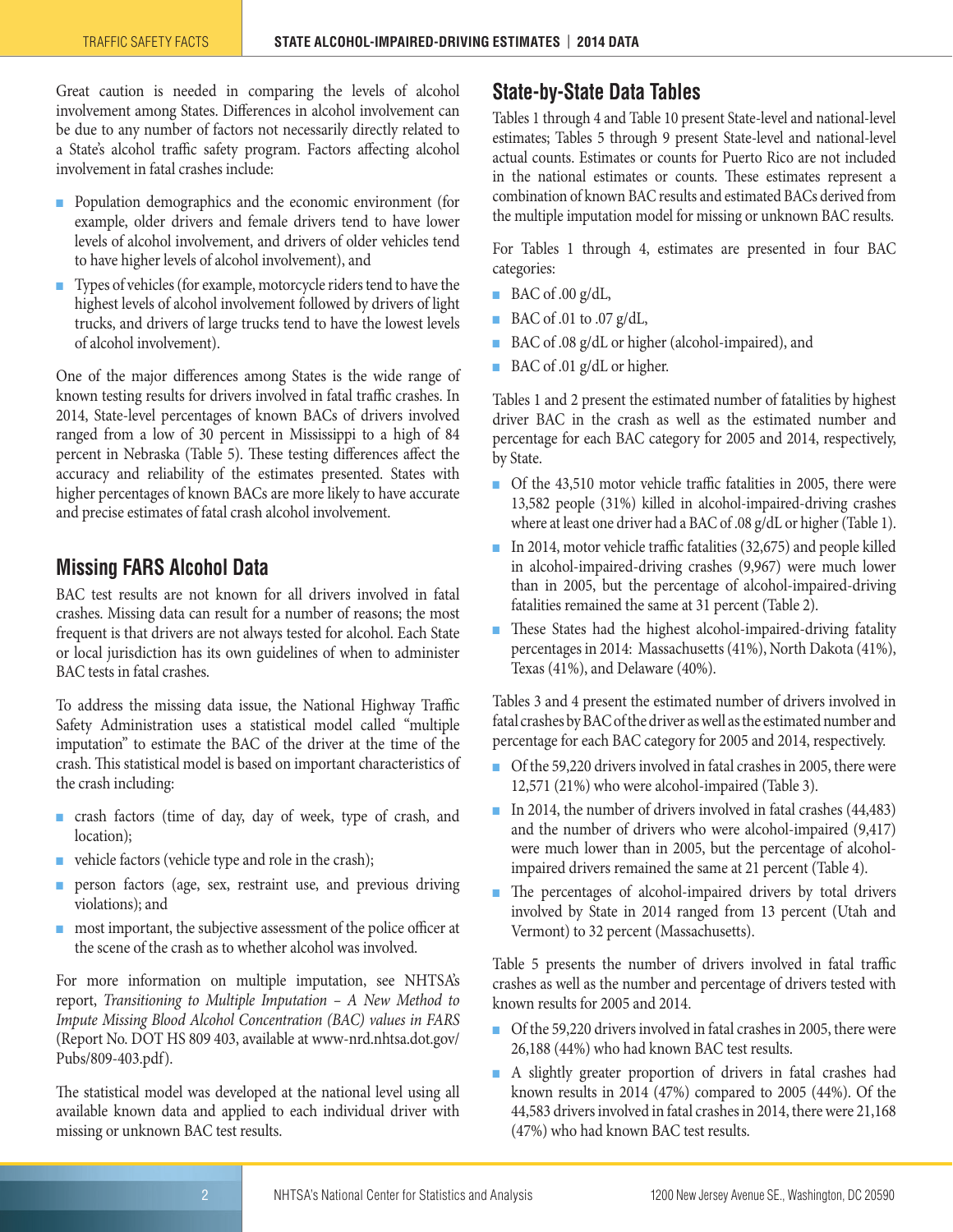Great caution is needed in comparing the levels of alcohol involvement among States. Differences in alcohol involvement can be due to any number of factors not necessarily directly related to a State's alcohol traffic safety program. Factors affecting alcohol involvement in fatal crashes include:

- Population demographics and the economic environment (for example, older drivers and female drivers tend to have lower levels of alcohol involvement, and drivers of older vehicles tend to have higher levels of alcohol involvement), and
- Types of vehicles (for example, motorcycle riders tend to have the highest levels of alcohol involvement followed by drivers of light trucks, and drivers of large trucks tend to have the lowest levels of alcohol involvement).

One of the major differences among States is the wide range of known testing results for drivers involved in fatal traffic crashes. In 2014, State-level percentages of known BACs of drivers involved ranged from a low of 30 percent in Mississippi to a high of 84 percent in Nebraska (Table 5). These testing differences affect the accuracy and reliability of the estimates presented. States with higher percentages of known BACs are more likely to have accurate and precise estimates of fatal crash alcohol involvement.

## Missing FARS Alcohol Data

BAC test results are not known for all drivers involved in fatal crashes. Missing data can result for a number of reasons; the most frequent is that drivers are not always tested for alcohol. Each State or local jurisdiction has its own guidelines of when to administer BAC tests in fatal crashes.

To address the missing data issue, the National Highway Traffic Safety Administration uses a statistical model called "multiple imputation" to estimate the BAC of the driver at the time of the crash. This statistical model is based on important characteristics of the crash including:

- crash factors (time of day, day of week, type of crash, and location);
- vehicle factors (vehicle type and role in the crash);
- person factors (age, sex, restraint use, and previous driving violations); and
- most important, the subjective assessment of the police officer at the scene of the crash as to whether alcohol was involved.

For more information on multiple imputation, see NHTSA's report, *Transitioning to Multiple Imputation – A New Method to Impute Missing Blood Alcohol Concentration (BAC) values in FARS* (Report No. DOT HS 809 403, available at www-nrd.nhtsa.dot.gov/Pubs/809-403.pdf).

The statistical model was developed at the national level using all available known data and applied to each individual driver with missing or unknown BAC test results.

## State-by-State Data Tables

Tables 1 through 4 and Table 10 present State-level and national-level estimates; Tables 5 through 9 present State-level and national-level actual counts. Estimates or counts for Puerto Rico are not included in the national estimates or counts. These estimates represent a combination of known BAC results and estimated BACs derived from the multiple imputation model for missing or unknown BAC results.

For Tables 1 through 4, estimates are presented in four BAC categories:

- BAC of .00 g/dL,
- BAC of .01 to .07 g/dL,
- BAC of .08 g/dL or higher (alcohol-impaired), and
- BAC of .01 g/dL or higher.

Tables 1 and 2 present the estimated number of fatalities by highest driver BAC in the crash as well as the estimated number and percentage for each BAC category for 2005 and 2014, respectively, by State.

- Of the 43,510 motor vehicle traffic fatalities in 2005, there were 13,582 people (31%) killed in alcohol-impaired-driving crashes where at least one driver had a BAC of .08 g/dL or higher (Table 1).
- In 2014, motor vehicle traffic fatalities (32,675) and people killed in alcohol-impaired-driving crashes (9,967) were much lower than in 2005, but the percentage of alcohol-impaired-driving fatalities remained the same at 31 percent (Table 2).
- These States had the highest alcohol-impaired-driving fatality percentages in 2014: Massachusetts (41%), North Dakota (41%), Texas (41%), and Delaware (40%).

Tables 3 and 4 present the estimated number of drivers involved in fatal crashes by BAC of the driver as well as the estimated number and percentage for each BAC category for 2005 and 2014, respectively.

- Of the 59,220 drivers involved in fatal crashes in 2005, there were 12,571 (21%) who were alcohol-impaired (Table 3).
- In 2014, the number of drivers involved in fatal crashes (44,483) and the number of drivers who were alcohol-impaired (9,417) were much lower than in 2005, but the percentage of alcohol-impaired drivers remained the same at 21 percent (Table 4).
- The percentages of alcohol-impaired drivers by total drivers involved by State in 2014 ranged from 13 percent (Utah and Vermont) to 32 percent (Massachusetts).

Table 5 presents the number of drivers involved in fatal traffic crashes as well as the number and percentage of drivers tested with known results for 2005 and 2014.

- Of the 59,220 drivers involved in fatal crashes in 2005, there were 26,188 (44%) who had known BAC test results.
- A slightly greater proportion of drivers in fatal crashes had known results in 2014 (47%) compared to 2005 (44%). Of the 44,583 drivers involved in fatal crashes in 2014, there were 21,168 (47%) who had known BAC test results.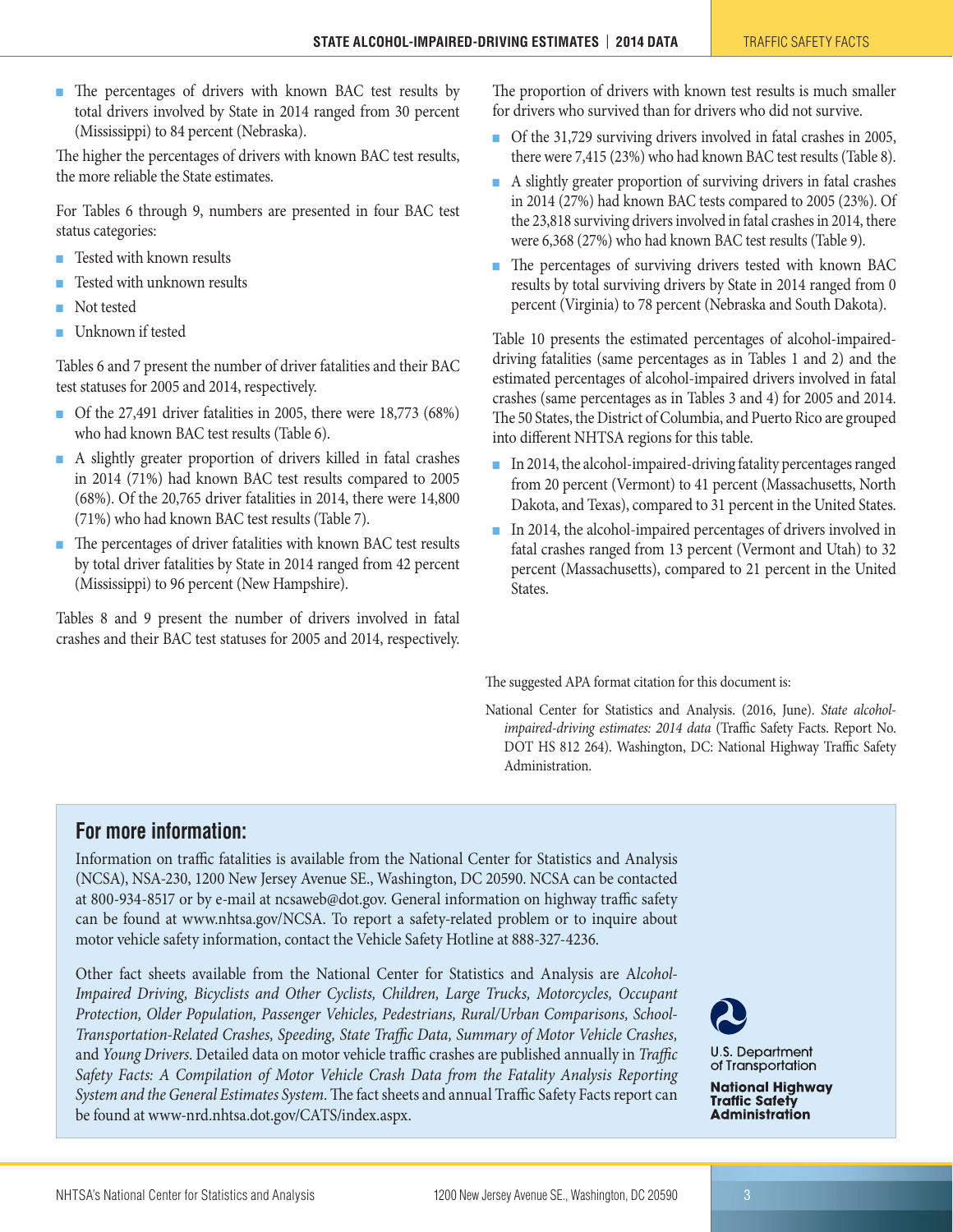- The percentages of drivers with known BAC test results by total drivers involved by State in 2014 ranged from 30 percent (Mississippi) to 84 percent (Nebraska).

The higher the percentages of drivers with known BAC test results, the more reliable the State estimates.

For Tables 6 through 9, numbers are presented in four BAC test status categories:

- Tested with known results
- Tested with unknown results
- Not tested
- Unknown if tested

Tables 6 and 7 present the number of driver fatalities and their BAC test statuses for 2005 and 2014, respectively.

- Of the 27,491 driver fatalities in 2005, there were 18,773 (68%) who had known BAC test results (Table 6).
- A slightly greater proportion of drivers killed in fatal crashes in 2014 (71%) had known BAC test results compared to 2005 (68%). Of the 20,765 driver fatalities in 2014, there were 14,800 (71%) who had known BAC test results (Table 7).
- The percentages of driver fatalities with known BAC test results by total driver fatalities by State in 2014 ranged from 42 percent (Mississippi) to 96 percent (New Hampshire).

Tables 8 and 9 present the number of drivers involved in fatal crashes and their BAC test statuses for 2005 and 2014, respectively. The proportion of drivers with known test results is much smaller for drivers who survived than for drivers who did not survive.

- Of the 31,729 surviving drivers involved in fatal crashes in 2005, there were 7,415 (23%) who had known BAC test results (Table 8).
- A slightly greater proportion of surviving drivers in fatal crashes in 2014 (27%) had known BAC tests compared to 2005 (23%). Of the 23,818 surviving drivers involved in fatal crashes in 2014, there were 6,368 (27%) who had known BAC test results (Table 9).
- The percentages of surviving drivers tested with known BAC results by total surviving drivers by State in 2014 ranged from 0 percent (Virginia) to 78 percent (Nebraska and South Dakota).

Table 10 presents the estimated percentages of alcohol-impaired-driving fatalities (same percentages as in Tables 1 and 2) and the estimated percentages of alcohol-impaired drivers involved in fatal crashes (same percentages as in Tables 3 and 4) for 2005 and 2014. The 50 States, the District of Columbia, and Puerto Rico are grouped into different NHTSA regions for this table.

- In 2014, the alcohol-impaired-driving fatality percentages ranged from 20 percent (Vermont) to 41 percent (Massachusetts, North Dakota, and Texas), compared to 31 percent in the United States.
- In 2014, the alcohol-impaired percentages of drivers involved in fatal crashes ranged from 13 percent (Vermont and Utah) to 32 percent (Massachusetts), compared to 21 percent in the United States.

The suggested APA format citation for this document is:

National Center for Statistics and Analysis. (2016, June). *State alcohol-impaired-driving estimates: 2014 data* (Traffic Safety Facts. Report No. DOT HS 812 264). Washington, DC: National Highway Traffic Safety Administration.

## For more information:

Information on traffic fatalities is available from the National Center for Statistics and Analysis (NCSA), NSA-230, 1200 New Jersey Avenue SE., Washington, DC 20590. NCSA can be contacted at 800-934-8517 or by e-mail at ncsaweb@dot.gov. General information on highway traffic safety can be found at www.nhtsa.gov/NCSA. To report a safety-related problem or to inquire about motor vehicle safety information, contact the Vehicle Safety Hotline at 888-327-4236.

Other fact sheets available from the National Center for Statistics and Analysis are *Alcohol-Impaired Driving, Bicyclists and Other Cyclists, Children, Large Trucks, Motorcycles, Occupant Protection, Older Population, Passenger Vehicles, Pedestrians, Rural/Urban Comparisons, School-Transportation-Related Crashes, Speeding, State Traffic Data, Summary of Motor Vehicle Crashes,* and *Young Drivers*. Detailed data on motor vehicle traffic crashes are published annually in *Traffic Safety Facts: A Compilation of Motor Vehicle Crash Data from the Fatality Analysis Reporting System and the General Estimates System*. The fact sheets and annual Traffic Safety Facts report can be found at www-nrd.nhtsa.dot.gov/CATS/index.aspx.

U.S. Department of Transportation

**National Highway Traffic Safety Administration**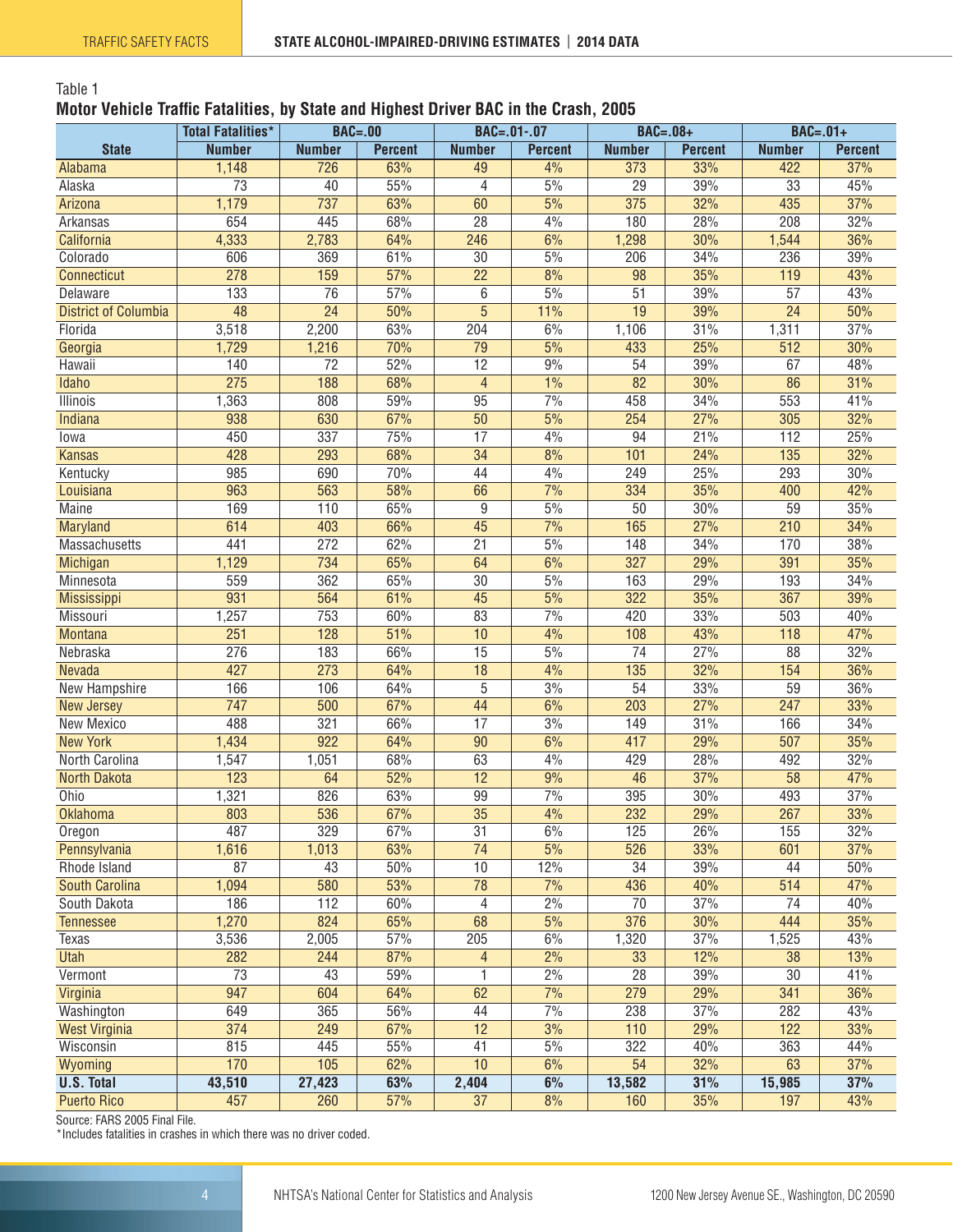Table 1

**Motor Vehicle Traffic Fatalities, by State and Highest Driver BAC in the Crash, 2005**

| State | Total Fatalities* | BAC=.00 | | BAC=.01-.07 | | BAC=.08+ | | BAC=.01+ | |
|---|---|---|---|---|---|---|---|---|---|
| | Number | Number | Percent | Number | Percent | Number | Percent | Number | Percent |
| Alabama | 1,148 | 726 | 63% | 49 | 4% | 373 | 33% | 422 | 37% |
| Alaska | 73 | 40 | 55% | 4 | 5% | 29 | 39% | 33 | 45% |
| Arizona | 1,179 | 737 | 63% | 60 | 5% | 375 | 32% | 435 | 37% |
| Arkansas | 654 | 445 | 68% | 28 | 4% | 180 | 28% | 208 | 32% |
| California | 4,333 | 2,783 | 64% | 246 | 6% | 1,298 | 30% | 1,544 | 36% |
| Colorado | 606 | 369 | 61% | 30 | 5% | 206 | 34% | 236 | 39% |
| Connecticut | 278 | 159 | 57% | 22 | 8% | 98 | 35% | 119 | 43% |
| Delaware | 133 | 76 | 57% | 6 | 5% | 51 | 39% | 57 | 43% |
| District of Columbia | 48 | 24 | 50% | 5 | 11% | 19 | 39% | 24 | 50% |
| Florida | 3,518 | 2,200 | 63% | 204 | 6% | 1,106 | 31% | 1,311 | 37% |
| Georgia | 1,729 | 1,216 | 70% | 79 | 5% | 433 | 25% | 512 | 30% |
| Hawaii | 140 | 72 | 52% | 12 | 9% | 54 | 39% | 67 | 48% |
| Idaho | 275 | 188 | 68% | 4 | 1% | 82 | 30% | 86 | 31% |
| Illinois | 1,363 | 808 | 59% | 95 | 7% | 458 | 34% | 553 | 41% |
| Indiana | 938 | 630 | 67% | 50 | 5% | 254 | 27% | 305 | 32% |
| Iowa | 450 | 337 | 75% | 17 | 4% | 94 | 21% | 112 | 25% |
| Kansas | 428 | 293 | 68% | 34 | 8% | 101 | 24% | 135 | 32% |
| Kentucky | 985 | 690 | 70% | 44 | 4% | 249 | 25% | 293 | 30% |
| Louisiana | 963 | 563 | 58% | 66 | 7% | 334 | 35% | 400 | 42% |
| Maine | 169 | 110 | 65% | 9 | 5% | 50 | 30% | 59 | 35% |
| Maryland | 614 | 403 | 66% | 45 | 7% | 165 | 27% | 210 | 34% |
| Massachusetts | 441 | 272 | 62% | 21 | 5% | 148 | 34% | 170 | 38% |
| Michigan | 1,129 | 734 | 65% | 64 | 6% | 327 | 29% | 391 | 35% |
| Minnesota | 559 | 362 | 65% | 30 | 5% | 163 | 29% | 193 | 34% |
| Mississippi | 931 | 564 | 61% | 45 | 5% | 322 | 35% | 367 | 39% |
| Missouri | 1,257 | 753 | 60% | 83 | 7% | 420 | 33% | 503 | 40% |
| Montana | 251 | 128 | 51% | 10 | 4% | 108 | 43% | 118 | 47% |
| Nebraska | 276 | 183 | 66% | 15 | 5% | 74 | 27% | 88 | 32% |
| Nevada | 427 | 273 | 64% | 18 | 4% | 135 | 32% | 154 | 36% |
| New Hampshire | 166 | 106 | 64% | 5 | 3% | 54 | 33% | 59 | 36% |
| New Jersey | 747 | 500 | 67% | 44 | 6% | 203 | 27% | 247 | 33% |
| New Mexico | 488 | 321 | 66% | 17 | 3% | 149 | 31% | 166 | 34% |
| New York | 1,434 | 922 | 64% | 90 | 6% | 417 | 29% | 507 | 35% |
| North Carolina | 1,547 | 1,051 | 68% | 63 | 4% | 429 | 28% | 492 | 32% |
| North Dakota | 123 | 64 | 52% | 12 | 9% | 46 | 37% | 58 | 47% |
| Ohio | 1,321 | 826 | 63% | 99 | 7% | 395 | 30% | 493 | 37% |
| Oklahoma | 803 | 536 | 67% | 35 | 4% | 232 | 29% | 267 | 33% |
| Oregon | 487 | 329 | 67% | 31 | 6% | 125 | 26% | 155 | 32% |
| Pennsylvania | 1,616 | 1,013 | 63% | 74 | 5% | 526 | 33% | 601 | 37% |
| Rhode Island | 87 | 43 | 50% | 10 | 12% | 34 | 39% | 44 | 50% |
| South Carolina | 1,094 | 580 | 53% | 78 | 7% | 436 | 40% | 514 | 47% |
| South Dakota | 186 | 112 | 60% | 4 | 2% | 70 | 37% | 74 | 40% |
| Tennessee | 1,270 | 824 | 65% | 68 | 5% | 376 | 30% | 444 | 35% |
| Texas | 3,536 | 2,005 | 57% | 205 | 6% | 1,320 | 37% | 1,525 | 43% |
| Utah | 282 | 244 | 87% | 4 | 2% | 33 | 12% | 38 | 13% |
| Vermont | 73 | 43 | 59% | 1 | 2% | 28 | 39% | 30 | 41% |
| Virginia | 947 | 604 | 64% | 62 | 7% | 279 | 29% | 341 | 36% |
| Washington | 649 | 365 | 56% | 44 | 7% | 238 | 37% | 282 | 43% |
| West Virginia | 374 | 249 | 67% | 12 | 3% | 110 | 29% | 122 | 33% |
| Wisconsin | 815 | 445 | 55% | 41 | 5% | 322 | 40% | 363 | 44% |
| Wyoming | 170 | 105 | 62% | 10 | 6% | 54 | 32% | 63 | 37% |
| **U.S. Total** | **43,510** | **27,423** | **63%** | **2,404** | **6%** | **13,582** | **31%** | **15,985** | **37%** |
| Puerto Rico | 457 | 260 | 57% | 37 | 8% | 160 | 35% | 197 | 43% |

Source: FARS 2005 Final File.

*Includes fatalities in crashes in which there was no driver coded.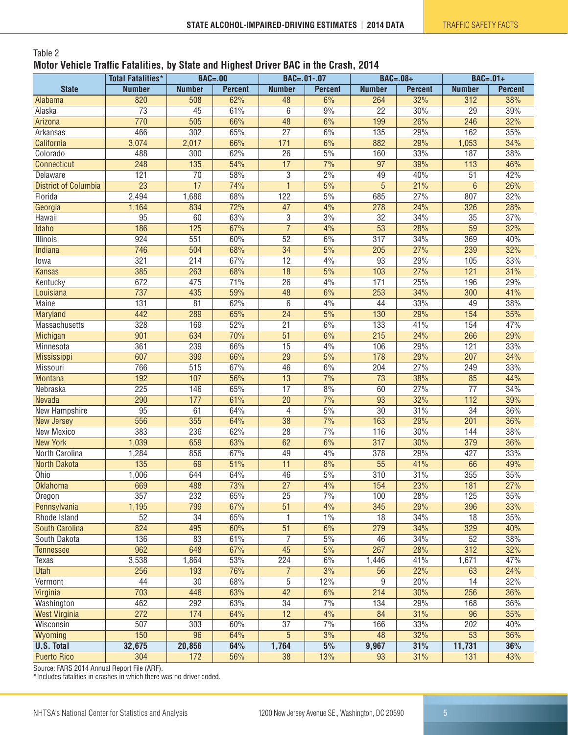Table 2

**Motor Vehicle Traffic Fatalities, by State and Highest Driver BAC in the Crash, 2014**

| | Total Fatalities* | BAC=.00 | | BAC=.01-.07 | | BAC=.08+ | | BAC=.01+ | |
|---|---|---|---|---|---|---|---|---|---|
| **State** | **Number** | **Number** | **Percent** | **Number** | **Percent** | **Number** | **Percent** | **Number** | **Percent** |
| Alabama | 820 | 508 | 62% | 48 | 6% | 264 | 32% | 312 | 38% |
| Alaska | 73 | 45 | 61% | 6 | 9% | 22 | 30% | 29 | 39% |
| Arizona | 770 | 505 | 66% | 48 | 6% | 199 | 26% | 246 | 32% |
| Arkansas | 466 | 302 | 65% | 27 | 6% | 135 | 29% | 162 | 35% |
| California | 3,074 | 2,017 | 66% | 171 | 6% | 882 | 29% | 1,053 | 34% |
| Colorado | 488 | 300 | 62% | 26 | 5% | 160 | 33% | 187 | 38% |
| Connecticut | 248 | 135 | 54% | 17 | 7% | 97 | 39% | 113 | 46% |
| Delaware | 121 | 70 | 58% | 3 | 2% | 49 | 40% | 51 | 42% |
| District of Columbia | 23 | 17 | 74% | 1 | 5% | 5 | 21% | 6 | 26% |
| Florida | 2,494 | 1,686 | 68% | 122 | 5% | 685 | 27% | 807 | 32% |
| Georgia | 1,164 | 834 | 72% | 47 | 4% | 278 | 24% | 326 | 28% |
| Hawaii | 95 | 60 | 63% | 3 | 3% | 32 | 34% | 35 | 37% |
| Idaho | 186 | 125 | 67% | 7 | 4% | 53 | 28% | 59 | 32% |
| Illinois | 924 | 551 | 60% | 52 | 6% | 317 | 34% | 369 | 40% |
| Indiana | 746 | 504 | 68% | 34 | 5% | 205 | 27% | 239 | 32% |
| Iowa | 321 | 214 | 67% | 12 | 4% | 93 | 29% | 105 | 33% |
| Kansas | 385 | 263 | 68% | 18 | 5% | 103 | 27% | 121 | 31% |
| Kentucky | 672 | 475 | 71% | 26 | 4% | 171 | 25% | 196 | 29% |
| Louisiana | 737 | 435 | 59% | 48 | 6% | 253 | 34% | 300 | 41% |
| Maine | 131 | 81 | 62% | 6 | 4% | 44 | 33% | 49 | 38% |
| Maryland | 442 | 289 | 65% | 24 | 5% | 130 | 29% | 154 | 35% |
| Massachusetts | 328 | 169 | 52% | 21 | 6% | 133 | 41% | 154 | 47% |
| Michigan | 901 | 634 | 70% | 51 | 6% | 215 | 24% | 266 | 29% |
| Minnesota | 361 | 239 | 66% | 15 | 4% | 106 | 29% | 121 | 33% |
| Mississippi | 607 | 399 | 66% | 29 | 5% | 178 | 29% | 207 | 34% |
| Missouri | 766 | 515 | 67% | 46 | 6% | 204 | 27% | 249 | 33% |
| Montana | 192 | 107 | 56% | 13 | 7% | 73 | 38% | 85 | 44% |
| Nebraska | 225 | 146 | 65% | 17 | 8% | 60 | 27% | 77 | 34% |
| Nevada | 290 | 177 | 61% | 20 | 7% | 93 | 32% | 112 | 39% |
| New Hampshire | 95 | 61 | 64% | 4 | 5% | 30 | 31% | 34 | 36% |
| New Jersey | 556 | 355 | 64% | 38 | 7% | 163 | 29% | 201 | 36% |
| New Mexico | 383 | 236 | 62% | 28 | 7% | 116 | 30% | 144 | 38% |
| New York | 1,039 | 659 | 63% | 62 | 6% | 317 | 30% | 379 | 36% |
| North Carolina | 1,284 | 856 | 67% | 49 | 4% | 378 | 29% | 427 | 33% |
| North Dakota | 135 | 69 | 51% | 11 | 8% | 55 | 41% | 66 | 49% |
| Ohio | 1,006 | 644 | 64% | 46 | 5% | 310 | 31% | 355 | 35% |
| Oklahoma | 669 | 488 | 73% | 27 | 4% | 154 | 23% | 181 | 27% |
| Oregon | 357 | 232 | 65% | 25 | 7% | 100 | 28% | 125 | 35% |
| Pennsylvania | 1,195 | 799 | 67% | 51 | 4% | 345 | 29% | 396 | 33% |
| Rhode Island | 52 | 34 | 65% | 1 | 1% | 18 | 34% | 18 | 35% |
| South Carolina | 824 | 495 | 60% | 51 | 6% | 279 | 34% | 329 | 40% |
| South Dakota | 136 | 83 | 61% | 7 | 5% | 46 | 34% | 52 | 38% |
| Tennessee | 962 | 648 | 67% | 45 | 5% | 267 | 28% | 312 | 32% |
| Texas | 3,538 | 1,864 | 53% | 224 | 6% | 1,446 | 41% | 1,671 | 47% |
| Utah | 256 | 193 | 76% | 7 | 3% | 56 | 22% | 63 | 24% |
| Vermont | 44 | 30 | 68% | 5 | 12% | 9 | 20% | 14 | 32% |
| Virginia | 703 | 446 | 63% | 42 | 6% | 214 | 30% | 256 | 36% |
| Washington | 462 | 292 | 63% | 34 | 7% | 134 | 29% | 168 | 36% |
| West Virginia | 272 | 174 | 64% | 12 | 4% | 84 | 31% | 96 | 35% |
| Wisconsin | 507 | 303 | 60% | 37 | 7% | 166 | 33% | 202 | 40% |
| Wyoming | 150 | 96 | 64% | 5 | 3% | 48 | 32% | 53 | 36% |
| **U.S. Total** | **32,675** | **20,856** | **64%** | **1,764** | **5%** | **9,967** | **31%** | **11,731** | **36%** |
| Puerto Rico | 304 | 172 | 56% | 38 | 13% | 93 | 31% | 131 | 43% |

Source: FARS 2014 Annual Report File (ARF).

*Includes fatalities in crashes in which there was no driver coded.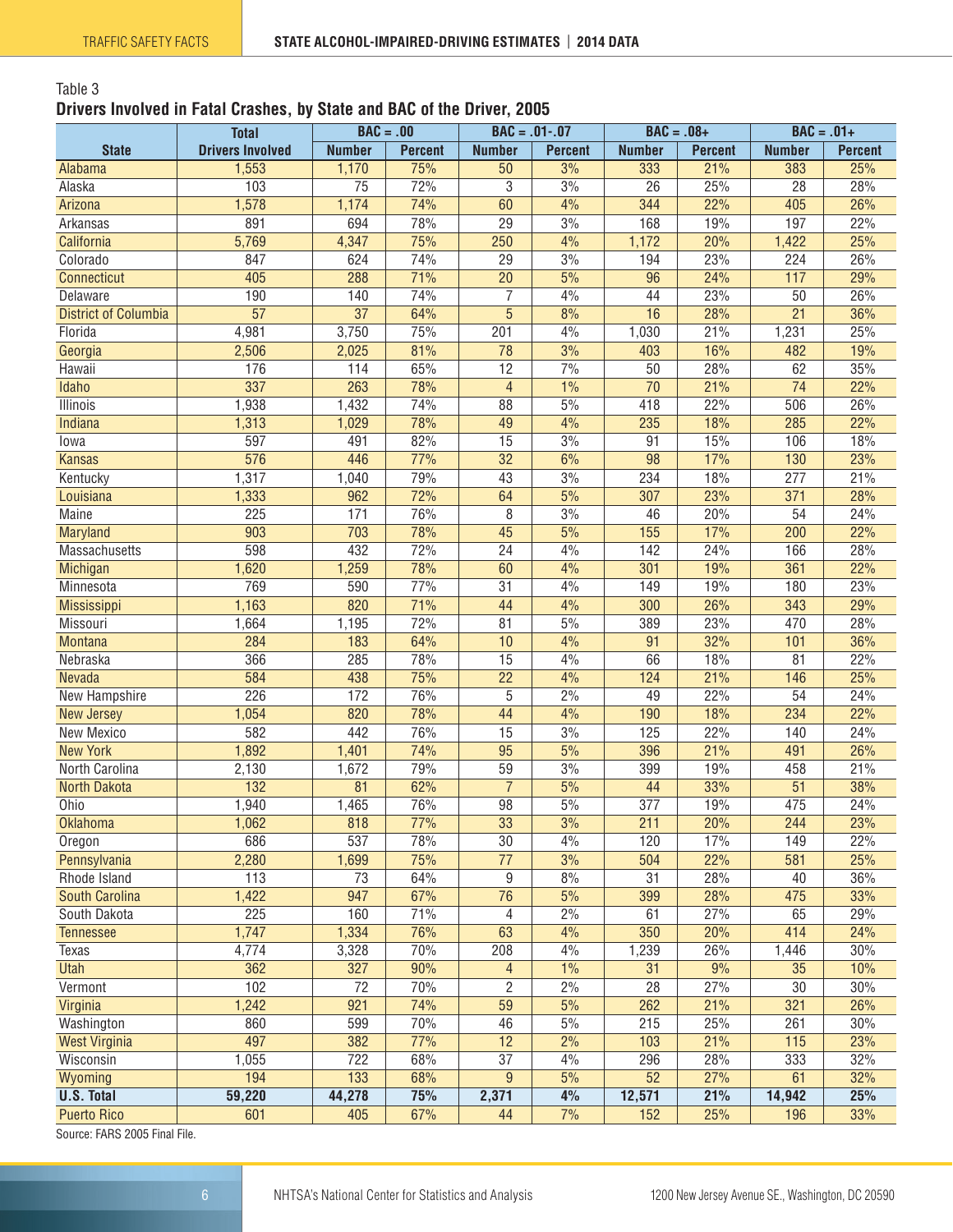Table 3

**Drivers Involved in Fatal Crashes, by State and BAC of the Driver, 2005**

| State | Total Drivers Involved | BAC = .00 | | BAC = .01-.07 | | BAC = .08+ | | BAC = .01+ | |
|---|---|---|---|---|---|---|---|---|---|
| | | Number | Percent | Number | Percent | Number | Percent | Number | Percent |
| Alabama | 1,553 | 1,170 | 75% | 50 | 3% | 333 | 21% | 383 | 25% |
| Alaska | 103 | 75 | 72% | 3 | 3% | 26 | 25% | 28 | 28% |
| Arizona | 1,578 | 1,174 | 74% | 60 | 4% | 344 | 22% | 405 | 26% |
| Arkansas | 891 | 694 | 78% | 29 | 3% | 168 | 19% | 197 | 22% |
| California | 5,769 | 4,347 | 75% | 250 | 4% | 1,172 | 20% | 1,422 | 25% |
| Colorado | 847 | 624 | 74% | 29 | 3% | 194 | 23% | 224 | 26% |
| Connecticut | 405 | 288 | 71% | 20 | 5% | 96 | 24% | 117 | 29% |
| Delaware | 190 | 140 | 74% | 7 | 4% | 44 | 23% | 50 | 26% |
| District of Columbia | 57 | 37 | 64% | 5 | 8% | 16 | 28% | 21 | 36% |
| Florida | 4,981 | 3,750 | 75% | 201 | 4% | 1,030 | 21% | 1,231 | 25% |
| Georgia | 2,506 | 2,025 | 81% | 78 | 3% | 403 | 16% | 482 | 19% |
| Hawaii | 176 | 114 | 65% | 12 | 7% | 50 | 28% | 62 | 35% |
| Idaho | 337 | 263 | 78% | 4 | 1% | 70 | 21% | 74 | 22% |
| Illinois | 1,938 | 1,432 | 74% | 88 | 5% | 418 | 22% | 506 | 26% |
| Indiana | 1,313 | 1,029 | 78% | 49 | 4% | 235 | 18% | 285 | 22% |
| Iowa | 597 | 491 | 82% | 15 | 3% | 91 | 15% | 106 | 18% |
| Kansas | 576 | 446 | 77% | 32 | 6% | 98 | 17% | 130 | 23% |
| Kentucky | 1,317 | 1,040 | 79% | 43 | 3% | 234 | 18% | 277 | 21% |
| Louisiana | 1,333 | 962 | 72% | 64 | 5% | 307 | 23% | 371 | 28% |
| Maine | 225 | 171 | 76% | 8 | 3% | 46 | 20% | 54 | 24% |
| Maryland | 903 | 703 | 78% | 45 | 5% | 155 | 17% | 200 | 22% |
| Massachusetts | 598 | 432 | 72% | 24 | 4% | 142 | 24% | 166 | 28% |
| Michigan | 1,620 | 1,259 | 78% | 60 | 4% | 301 | 19% | 361 | 22% |
| Minnesota | 769 | 590 | 77% | 31 | 4% | 149 | 19% | 180 | 23% |
| Mississippi | 1,163 | 820 | 71% | 44 | 4% | 300 | 26% | 343 | 29% |
| Missouri | 1,664 | 1,195 | 72% | 81 | 5% | 389 | 23% | 470 | 28% |
| Montana | 284 | 183 | 64% | 10 | 4% | 91 | 32% | 101 | 36% |
| Nebraska | 366 | 285 | 78% | 15 | 4% | 66 | 18% | 81 | 22% |
| Nevada | 584 | 438 | 75% | 22 | 4% | 124 | 21% | 146 | 25% |
| New Hampshire | 226 | 172 | 76% | 5 | 2% | 49 | 22% | 54 | 24% |
| New Jersey | 1,054 | 820 | 78% | 44 | 4% | 190 | 18% | 234 | 22% |
| New Mexico | 582 | 442 | 76% | 15 | 3% | 125 | 22% | 140 | 24% |
| New York | 1,892 | 1,401 | 74% | 95 | 5% | 396 | 21% | 491 | 26% |
| North Carolina | 2,130 | 1,672 | 79% | 59 | 3% | 399 | 19% | 458 | 21% |
| North Dakota | 132 | 81 | 62% | 7 | 5% | 44 | 33% | 51 | 38% |
| Ohio | 1,940 | 1,465 | 76% | 98 | 5% | 377 | 19% | 475 | 24% |
| Oklahoma | 1,062 | 818 | 77% | 33 | 3% | 211 | 20% | 244 | 23% |
| Oregon | 686 | 537 | 78% | 30 | 4% | 120 | 17% | 149 | 22% |
| Pennsylvania | 2,280 | 1,699 | 75% | 77 | 3% | 504 | 22% | 581 | 25% |
| Rhode Island | 113 | 73 | 64% | 9 | 8% | 31 | 28% | 40 | 36% |
| South Carolina | 1,422 | 947 | 67% | 76 | 5% | 399 | 28% | 475 | 33% |
| South Dakota | 225 | 160 | 71% | 4 | 2% | 61 | 27% | 65 | 29% |
| Tennessee | 1,747 | 1,334 | 76% | 63 | 4% | 350 | 20% | 414 | 24% |
| Texas | 4,774 | 3,328 | 70% | 208 | 4% | 1,239 | 26% | 1,446 | 30% |
| Utah | 362 | 327 | 90% | 4 | 1% | 31 | 9% | 35 | 10% |
| Vermont | 102 | 72 | 70% | 2 | 2% | 28 | 27% | 30 | 30% |
| Virginia | 1,242 | 921 | 74% | 59 | 5% | 262 | 21% | 321 | 26% |
| Washington | 860 | 599 | 70% | 46 | 5% | 215 | 25% | 261 | 30% |
| West Virginia | 497 | 382 | 77% | 12 | 2% | 103 | 21% | 115 | 23% |
| Wisconsin | 1,055 | 722 | 68% | 37 | 4% | 296 | 28% | 333 | 32% |
| Wyoming | 194 | 133 | 68% | 9 | 5% | 52 | 27% | 61 | 32% |
| **U.S. Total** | **59,220** | **44,278** | **75%** | **2,371** | **4%** | **12,571** | **21%** | **14,942** | **25%** |
| Puerto Rico | 601 | 405 | 67% | 44 | 7% | 152 | 25% | 196 | 33% |

Source: FARS 2005 Final File.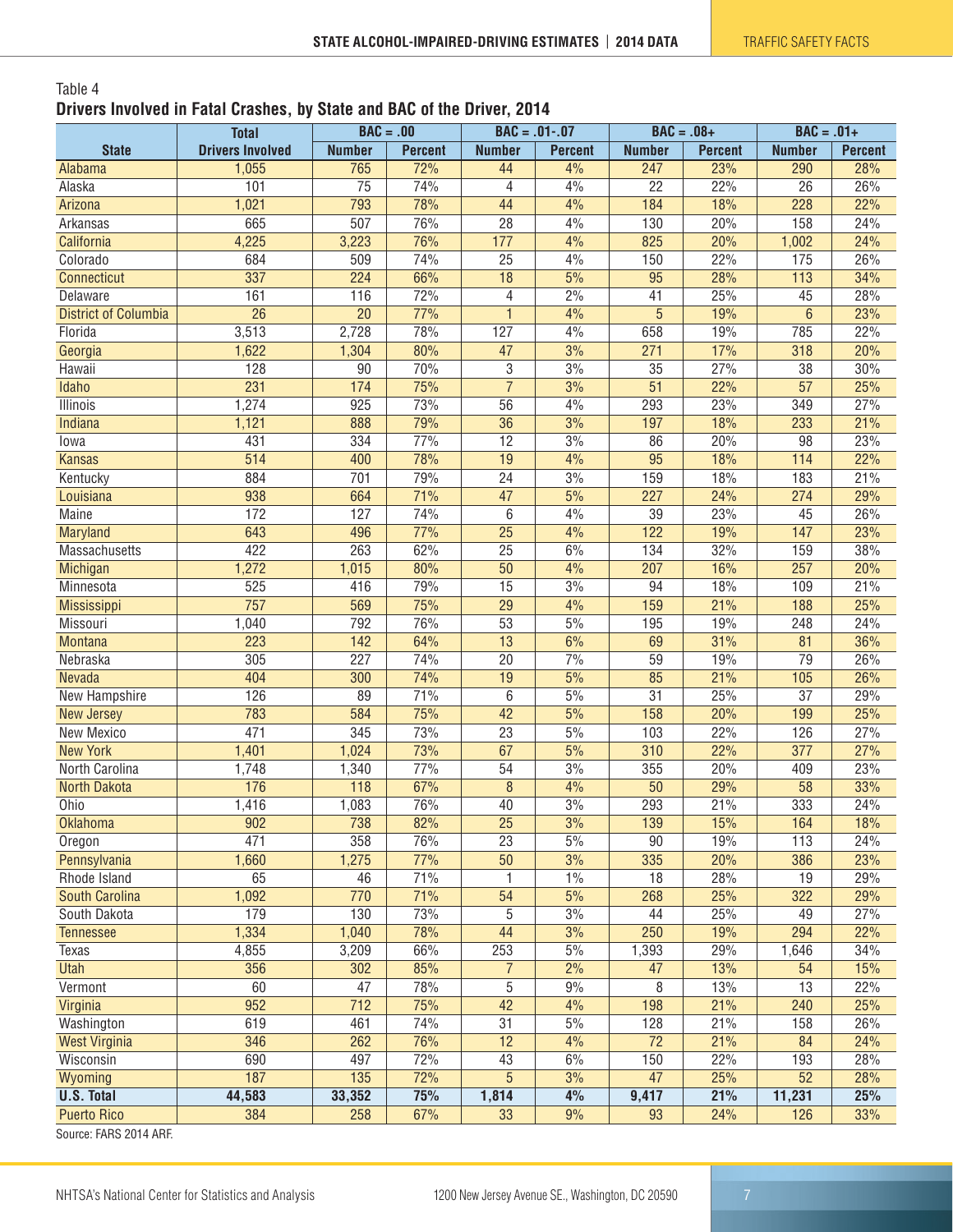Table 4

**Drivers Involved in Fatal Crashes, by State and BAC of the Driver, 2014**

| State | Total Drivers Involved | BAC = .00 | | BAC = .01-.07 | | BAC = .08+ | | BAC = .01+ | |
|---|---|---|---|---|---|---|---|---|---|
| | | Number | Percent | Number | Percent | Number | Percent | Number | Percent |
| Alabama | 1,055 | 765 | 72% | 44 | 4% | 247 | 23% | 290 | 28% |
| Alaska | 101 | 75 | 74% | 4 | 4% | 22 | 22% | 26 | 26% |
| Arizona | 1,021 | 793 | 78% | 44 | 4% | 184 | 18% | 228 | 22% |
| Arkansas | 665 | 507 | 76% | 28 | 4% | 130 | 20% | 158 | 24% |
| California | 4,225 | 3,223 | 76% | 177 | 4% | 825 | 20% | 1,002 | 24% |
| Colorado | 684 | 509 | 74% | 25 | 4% | 150 | 22% | 175 | 26% |
| Connecticut | 337 | 224 | 66% | 18 | 5% | 95 | 28% | 113 | 34% |
| Delaware | 161 | 116 | 72% | 4 | 2% | 41 | 25% | 45 | 28% |
| District of Columbia | 26 | 20 | 77% | 1 | 4% | 5 | 19% | 6 | 23% |
| Florida | 3,513 | 2,728 | 78% | 127 | 4% | 658 | 19% | 785 | 22% |
| Georgia | 1,622 | 1,304 | 80% | 47 | 3% | 271 | 17% | 318 | 20% |
| Hawaii | 128 | 90 | 70% | 3 | 3% | 35 | 27% | 38 | 30% |
| Idaho | 231 | 174 | 75% | 7 | 3% | 51 | 22% | 57 | 25% |
| Illinois | 1,274 | 925 | 73% | 56 | 4% | 293 | 23% | 349 | 27% |
| Indiana | 1,121 | 888 | 79% | 36 | 3% | 197 | 18% | 233 | 21% |
| Iowa | 431 | 334 | 77% | 12 | 3% | 86 | 20% | 98 | 23% |
| Kansas | 514 | 400 | 78% | 19 | 4% | 95 | 18% | 114 | 22% |
| Kentucky | 884 | 701 | 79% | 24 | 3% | 159 | 18% | 183 | 21% |
| Louisiana | 938 | 664 | 71% | 47 | 5% | 227 | 24% | 274 | 29% |
| Maine | 172 | 127 | 74% | 6 | 4% | 39 | 23% | 45 | 26% |
| Maryland | 643 | 496 | 77% | 25 | 4% | 122 | 19% | 147 | 23% |
| Massachusetts | 422 | 263 | 62% | 25 | 6% | 134 | 32% | 159 | 38% |
| Michigan | 1,272 | 1,015 | 80% | 50 | 4% | 207 | 16% | 257 | 20% |
| Minnesota | 525 | 416 | 79% | 15 | 3% | 94 | 18% | 109 | 21% |
| Mississippi | 757 | 569 | 75% | 29 | 4% | 159 | 21% | 188 | 25% |
| Missouri | 1,040 | 792 | 76% | 53 | 5% | 195 | 19% | 248 | 24% |
| Montana | 223 | 142 | 64% | 13 | 6% | 69 | 31% | 81 | 36% |
| Nebraska | 305 | 227 | 74% | 20 | 7% | 59 | 19% | 79 | 26% |
| Nevada | 404 | 300 | 74% | 19 | 5% | 85 | 21% | 105 | 26% |
| New Hampshire | 126 | 89 | 71% | 6 | 5% | 31 | 25% | 37 | 29% |
| New Jersey | 783 | 584 | 75% | 42 | 5% | 158 | 20% | 199 | 25% |
| New Mexico | 471 | 345 | 73% | 23 | 5% | 103 | 22% | 126 | 27% |
| New York | 1,401 | 1,024 | 73% | 67 | 5% | 310 | 22% | 377 | 27% |
| North Carolina | 1,748 | 1,340 | 77% | 54 | 3% | 355 | 20% | 409 | 23% |
| North Dakota | 176 | 118 | 67% | 8 | 4% | 50 | 29% | 58 | 33% |
| Ohio | 1,416 | 1,083 | 76% | 40 | 3% | 293 | 21% | 333 | 24% |
| Oklahoma | 902 | 738 | 82% | 25 | 3% | 139 | 15% | 164 | 18% |
| Oregon | 471 | 358 | 76% | 23 | 5% | 90 | 19% | 113 | 24% |
| Pennsylvania | 1,660 | 1,275 | 77% | 50 | 3% | 335 | 20% | 386 | 23% |
| Rhode Island | 65 | 46 | 71% | 1 | 1% | 18 | 28% | 19 | 29% |
| South Carolina | 1,092 | 770 | 71% | 54 | 5% | 268 | 25% | 322 | 29% |
| South Dakota | 179 | 130 | 73% | 5 | 3% | 44 | 25% | 49 | 27% |
| Tennessee | 1,334 | 1,040 | 78% | 44 | 3% | 250 | 19% | 294 | 22% |
| Texas | 4,855 | 3,209 | 66% | 253 | 5% | 1,393 | 29% | 1,646 | 34% |
| Utah | 356 | 302 | 85% | 7 | 2% | 47 | 13% | 54 | 15% |
| Vermont | 60 | 47 | 78% | 5 | 9% | 8 | 13% | 13 | 22% |
| Virginia | 952 | 712 | 75% | 42 | 4% | 198 | 21% | 240 | 25% |
| Washington | 619 | 461 | 74% | 31 | 5% | 128 | 21% | 158 | 26% |
| West Virginia | 346 | 262 | 76% | 12 | 4% | 72 | 21% | 84 | 24% |
| Wisconsin | 690 | 497 | 72% | 43 | 6% | 150 | 22% | 193 | 28% |
| Wyoming | 187 | 135 | 72% | 5 | 3% | 47 | 25% | 52 | 28% |
| **U.S. Total** | **44,583** | **33,352** | **75%** | **1,814** | **4%** | **9,417** | **21%** | **11,231** | **25%** |
| Puerto Rico | 384 | 258 | 67% | 33 | 9% | 93 | 24% | 126 | 33% |

Source: FARS 2014 ARF.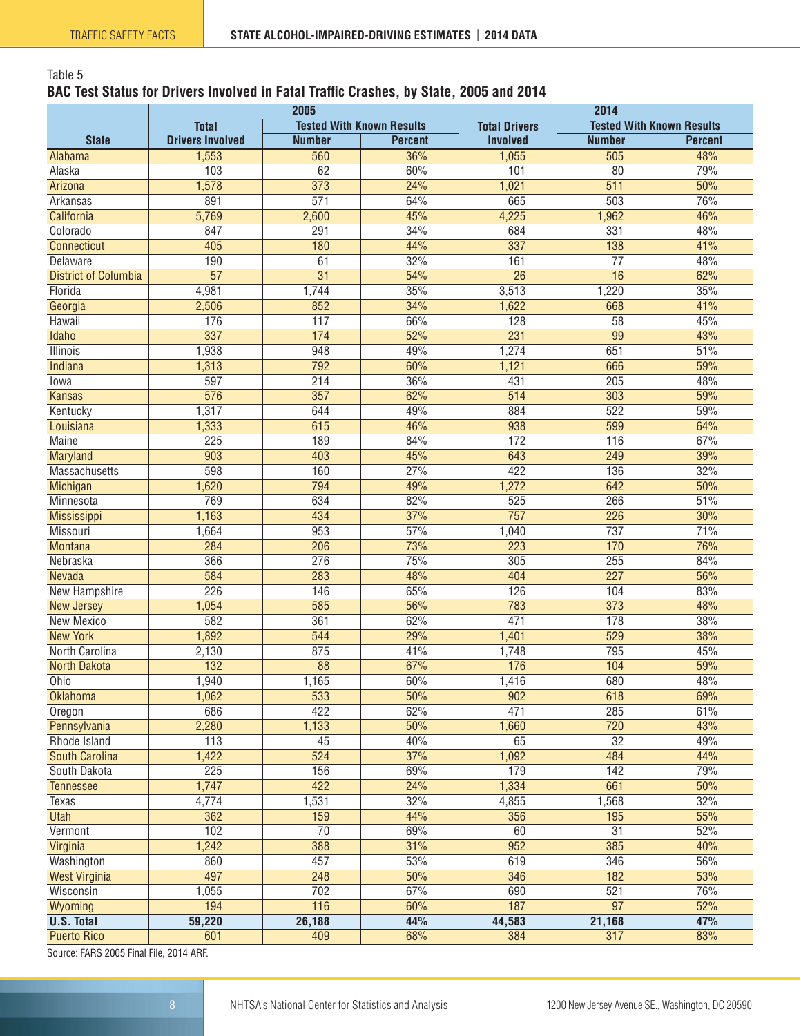Table 5

**BAC Test Status for Drivers Involved in Fatal Traffic Crashes, by State, 2005 and 2014**

| State | 2005 | | | 2014 | | |
|---|---|---|---|---|---|---|
| | Total Drivers Involved | Tested With Known Results | | Total Drivers Involved | Tested With Known Results | |
| | | Number | Percent | | Number | Percent |
| Alabama | 1,553 | 560 | 36% | 1,055 | 505 | 48% |
| Alaska | 103 | 62 | 60% | 101 | 80 | 79% |
| Arizona | 1,578 | 373 | 24% | 1,021 | 511 | 50% |
| Arkansas | 891 | 571 | 64% | 665 | 503 | 76% |
| California | 5,769 | 2,600 | 45% | 4,225 | 1,962 | 46% |
| Colorado | 847 | 291 | 34% | 684 | 331 | 48% |
| Connecticut | 405 | 180 | 44% | 337 | 138 | 41% |
| Delaware | 190 | 61 | 32% | 161 | 77 | 48% |
| District of Columbia | 57 | 31 | 54% | 26 | 16 | 62% |
| Florida | 4,981 | 1,744 | 35% | 3,513 | 1,220 | 35% |
| Georgia | 2,506 | 852 | 34% | 1,622 | 668 | 41% |
| Hawaii | 176 | 117 | 66% | 128 | 58 | 45% |
| Idaho | 337 | 174 | 52% | 231 | 99 | 43% |
| Illinois | 1,938 | 948 | 49% | 1,274 | 651 | 51% |
| Indiana | 1,313 | 792 | 60% | 1,121 | 666 | 59% |
| Iowa | 597 | 214 | 36% | 431 | 205 | 48% |
| Kansas | 576 | 357 | 62% | 514 | 303 | 59% |
| Kentucky | 1,317 | 644 | 49% | 884 | 522 | 59% |
| Louisiana | 1,333 | 615 | 46% | 938 | 599 | 64% |
| Maine | 225 | 189 | 84% | 172 | 116 | 67% |
| Maryland | 903 | 403 | 45% | 643 | 249 | 39% |
| Massachusetts | 598 | 160 | 27% | 422 | 136 | 32% |
| Michigan | 1,620 | 794 | 49% | 1,272 | 642 | 50% |
| Minnesota | 769 | 634 | 82% | 525 | 266 | 51% |
| Mississippi | 1,163 | 434 | 37% | 757 | 226 | 30% |
| Missouri | 1,664 | 953 | 57% | 1,040 | 737 | 71% |
| Montana | 284 | 206 | 73% | 223 | 170 | 76% |
| Nebraska | 366 | 276 | 75% | 305 | 255 | 84% |
| Nevada | 584 | 283 | 48% | 404 | 227 | 56% |
| New Hampshire | 226 | 146 | 65% | 126 | 104 | 83% |
| New Jersey | 1,054 | 585 | 56% | 783 | 373 | 48% |
| New Mexico | 582 | 361 | 62% | 471 | 178 | 38% |
| New York | 1,892 | 544 | 29% | 1,401 | 529 | 38% |
| North Carolina | 2,130 | 875 | 41% | 1,748 | 795 | 45% |
| North Dakota | 132 | 88 | 67% | 176 | 104 | 59% |
| Ohio | 1,940 | 1,165 | 60% | 1,416 | 680 | 48% |
| Oklahoma | 1,062 | 533 | 50% | 902 | 618 | 69% |
| Oregon | 686 | 422 | 62% | 471 | 285 | 61% |
| Pennsylvania | 2,280 | 1,133 | 50% | 1,660 | 720 | 43% |
| Rhode Island | 113 | 45 | 40% | 65 | 32 | 49% |
| South Carolina | 1,422 | 524 | 37% | 1,092 | 484 | 44% |
| South Dakota | 225 | 156 | 69% | 179 | 142 | 79% |
| Tennessee | 1,747 | 422 | 24% | 1,334 | 661 | 50% |
| Texas | 4,774 | 1,531 | 32% | 4,855 | 1,568 | 32% |
| Utah | 362 | 159 | 44% | 356 | 195 | 55% |
| Vermont | 102 | 70 | 69% | 60 | 31 | 52% |
| Virginia | 1,242 | 388 | 31% | 952 | 385 | 40% |
| Washington | 860 | 457 | 53% | 619 | 346 | 56% |
| West Virginia | 497 | 248 | 50% | 346 | 182 | 53% |
| Wisconsin | 1,055 | 702 | 67% | 690 | 521 | 76% |
| Wyoming | 194 | 116 | 60% | 187 | 97 | 52% |
| **U.S. Total** | **59,220** | **26,188** | **44%** | **44,583** | **21,168** | **47%** |
| Puerto Rico | 601 | 409 | 68% | 384 | 317 | 83% |

Source: FARS 2005 Final File, 2014 ARF.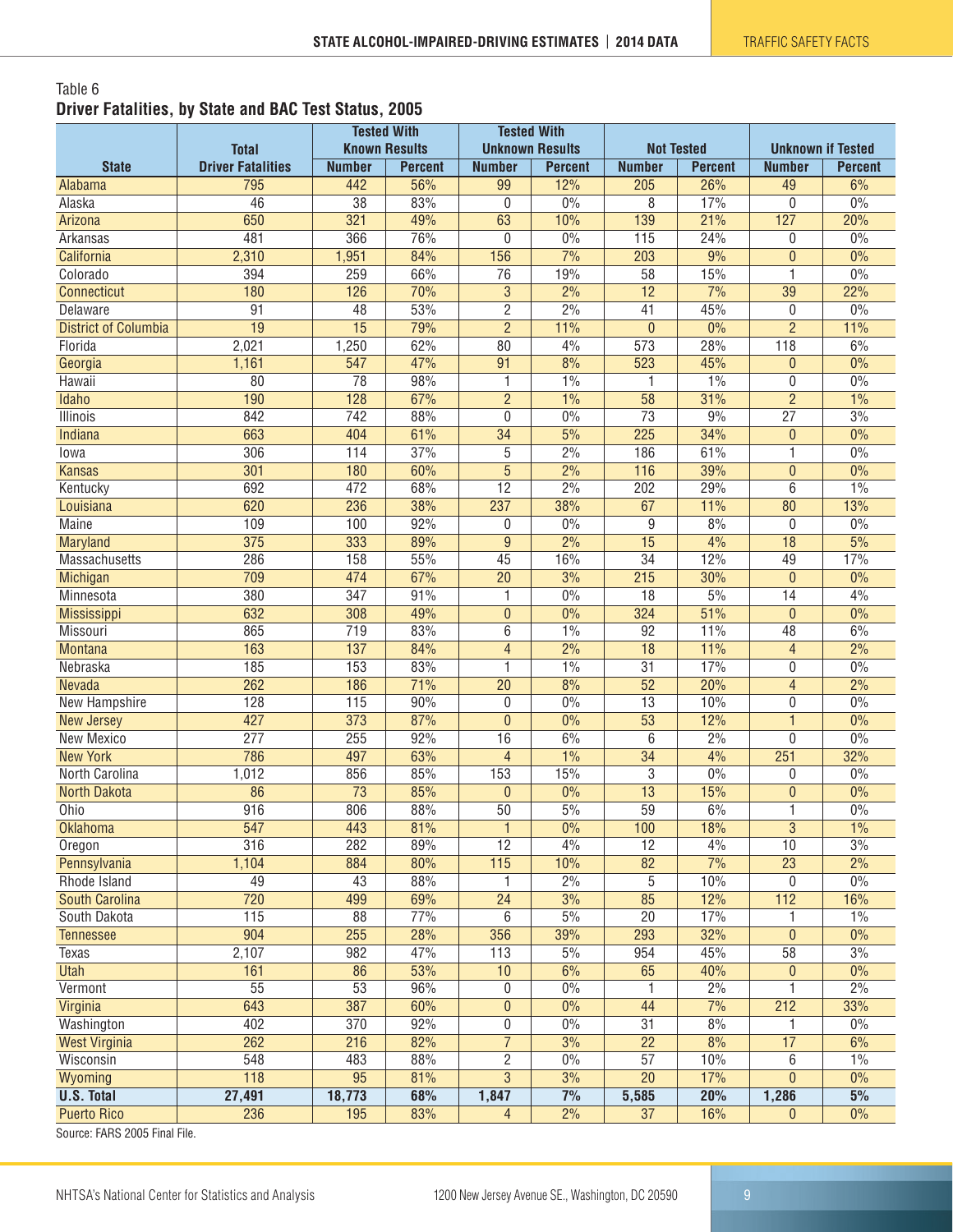Table 6

**Driver Fatalities, by State and BAC Test Status, 2005**

| State | Total Driver Fatalities | Tested With Known Results | | Tested With Unknown Results | | Not Tested | | Unknown if Tested | |
|---|---|---|---|---|---|---|---|---|---|
| | | Number | Percent | Number | Percent | Number | Percent | Number | Percent |
| Alabama | 795 | 442 | 56% | 99 | 12% | 205 | 26% | 49 | 6% |
| Alaska | 46 | 38 | 83% | 0 | 0% | 8 | 17% | 0 | 0% |
| Arizona | 650 | 321 | 49% | 63 | 10% | 139 | 21% | 127 | 20% |
| Arkansas | 481 | 366 | 76% | 0 | 0% | 115 | 24% | 0 | 0% |
| California | 2,310 | 1,951 | 84% | 156 | 7% | 203 | 9% | 0 | 0% |
| Colorado | 394 | 259 | 66% | 76 | 19% | 58 | 15% | 1 | 0% |
| Connecticut | 180 | 126 | 70% | 3 | 2% | 12 | 7% | 39 | 22% |
| Delaware | 91 | 48 | 53% | 2 | 2% | 41 | 45% | 0 | 0% |
| District of Columbia | 19 | 15 | 79% | 2 | 11% | 0 | 0% | 2 | 11% |
| Florida | 2,021 | 1,250 | 62% | 80 | 4% | 573 | 28% | 118 | 6% |
| Georgia | 1,161 | 547 | 47% | 91 | 8% | 523 | 45% | 0 | 0% |
| Hawaii | 80 | 78 | 98% | 1 | 1% | 1 | 1% | 0 | 0% |
| Idaho | 190 | 128 | 67% | 2 | 1% | 58 | 31% | 2 | 1% |
| Illinois | 842 | 742 | 88% | 0 | 0% | 73 | 9% | 27 | 3% |
| Indiana | 663 | 404 | 61% | 34 | 5% | 225 | 34% | 0 | 0% |
| Iowa | 306 | 114 | 37% | 5 | 2% | 186 | 61% | 1 | 0% |
| Kansas | 301 | 180 | 60% | 5 | 2% | 116 | 39% | 0 | 0% |
| Kentucky | 692 | 472 | 68% | 12 | 2% | 202 | 29% | 6 | 1% |
| Louisiana | 620 | 236 | 38% | 237 | 38% | 67 | 11% | 80 | 13% |
| Maine | 109 | 100 | 92% | 0 | 0% | 9 | 8% | 0 | 0% |
| Maryland | 375 | 333 | 89% | 9 | 2% | 15 | 4% | 18 | 5% |
| Massachusetts | 286 | 158 | 55% | 45 | 16% | 34 | 12% | 49 | 17% |
| Michigan | 709 | 474 | 67% | 20 | 3% | 215 | 30% | 0 | 0% |
| Minnesota | 380 | 347 | 91% | 1 | 0% | 18 | 5% | 14 | 4% |
| Mississippi | 632 | 308 | 49% | 0 | 0% | 324 | 51% | 0 | 0% |
| Missouri | 865 | 719 | 83% | 6 | 1% | 92 | 11% | 48 | 6% |
| Montana | 163 | 137 | 84% | 4 | 2% | 18 | 11% | 4 | 2% |
| Nebraska | 185 | 153 | 83% | 1 | 1% | 31 | 17% | 0 | 0% |
| Nevada | 262 | 186 | 71% | 20 | 8% | 52 | 20% | 4 | 2% |
| New Hampshire | 128 | 115 | 90% | 0 | 0% | 13 | 10% | 0 | 0% |
| New Jersey | 427 | 373 | 87% | 0 | 0% | 53 | 12% | 1 | 0% |
| New Mexico | 277 | 255 | 92% | 16 | 6% | 6 | 2% | 0 | 0% |
| New York | 786 | 497 | 63% | 4 | 1% | 34 | 4% | 251 | 32% |
| North Carolina | 1,012 | 856 | 85% | 153 | 15% | 3 | 0% | 0 | 0% |
| North Dakota | 86 | 73 | 85% | 0 | 0% | 13 | 15% | 0 | 0% |
| Ohio | 916 | 806 | 88% | 50 | 5% | 59 | 6% | 1 | 0% |
| Oklahoma | 547 | 443 | 81% | 1 | 0% | 100 | 18% | 3 | 1% |
| Oregon | 316 | 282 | 89% | 12 | 4% | 12 | 4% | 10 | 3% |
| Pennsylvania | 1,104 | 884 | 80% | 115 | 10% | 82 | 7% | 23 | 2% |
| Rhode Island | 49 | 43 | 88% | 1 | 2% | 5 | 10% | 0 | 0% |
| South Carolina | 720 | 499 | 69% | 24 | 3% | 85 | 12% | 112 | 16% |
| South Dakota | 115 | 88 | 77% | 6 | 5% | 20 | 17% | 1 | 1% |
| Tennessee | 904 | 255 | 28% | 356 | 39% | 293 | 32% | 0 | 0% |
| Texas | 2,107 | 982 | 47% | 113 | 5% | 954 | 45% | 58 | 3% |
| Utah | 161 | 86 | 53% | 10 | 6% | 65 | 40% | 0 | 0% |
| Vermont | 55 | 53 | 96% | 0 | 0% | 1 | 2% | 1 | 2% |
| Virginia | 643 | 387 | 60% | 0 | 0% | 44 | 7% | 212 | 33% |
| Washington | 402 | 370 | 92% | 0 | 0% | 31 | 8% | 1 | 0% |
| West Virginia | 262 | 216 | 82% | 7 | 3% | 22 | 8% | 17 | 6% |
| Wisconsin | 548 | 483 | 88% | 2 | 0% | 57 | 10% | 6 | 1% |
| Wyoming | 118 | 95 | 81% | 3 | 3% | 20 | 17% | 0 | 0% |
| **U.S. Total** | **27,491** | **18,773** | **68%** | **1,847** | **7%** | **5,585** | **20%** | **1,286** | **5%** |
| Puerto Rico | 236 | 195 | 83% | 4 | 2% | 37 | 16% | 0 | 0% |

Source: FARS 2005 Final File.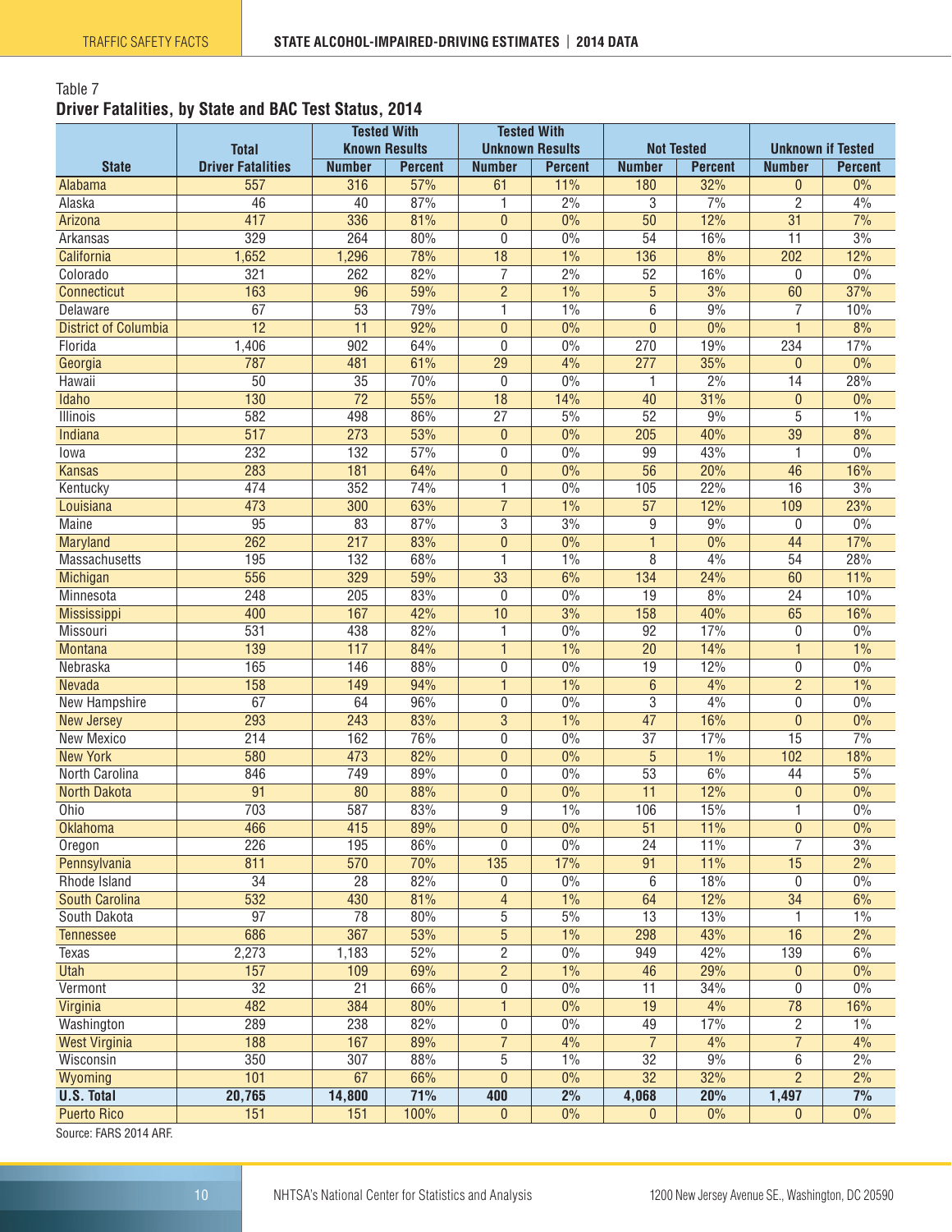Table 7

**Driver Fatalities, by State and BAC Test Status, 2014**

| State | Total Driver Fatalities | Tested With Known Results | | Tested With Unknown Results | | Not Tested | | Unknown if Tested | |
|---|---|---|---|---|---|---|---|---|---|
| | | Number | Percent | Number | Percent | Number | Percent | Number | Percent |
| Alabama | 557 | 316 | 57% | 61 | 11% | 180 | 32% | 0 | 0% |
| Alaska | 46 | 40 | 87% | 1 | 2% | 3 | 7% | 2 | 4% |
| Arizona | 417 | 336 | 81% | 0 | 0% | 50 | 12% | 31 | 7% |
| Arkansas | 329 | 264 | 80% | 0 | 0% | 54 | 16% | 11 | 3% |
| California | 1,652 | 1,296 | 78% | 18 | 1% | 136 | 8% | 202 | 12% |
| Colorado | 321 | 262 | 82% | 7 | 2% | 52 | 16% | 0 | 0% |
| Connecticut | 163 | 96 | 59% | 2 | 1% | 5 | 3% | 60 | 37% |
| Delaware | 67 | 53 | 79% | 1 | 1% | 6 | 9% | 7 | 10% |
| District of Columbia | 12 | 11 | 92% | 0 | 0% | 0 | 0% | 1 | 8% |
| Florida | 1,406 | 902 | 64% | 0 | 0% | 270 | 19% | 234 | 17% |
| Georgia | 787 | 481 | 61% | 29 | 4% | 277 | 35% | 0 | 0% |
| Hawaii | 50 | 35 | 70% | 0 | 0% | 1 | 2% | 14 | 28% |
| Idaho | 130 | 72 | 55% | 18 | 14% | 40 | 31% | 0 | 0% |
| Illinois | 582 | 498 | 86% | 27 | 5% | 52 | 9% | 5 | 1% |
| Indiana | 517 | 273 | 53% | 0 | 0% | 205 | 40% | 39 | 8% |
| Iowa | 232 | 132 | 57% | 0 | 0% | 99 | 43% | 1 | 0% |
| Kansas | 283 | 181 | 64% | 0 | 0% | 56 | 20% | 46 | 16% |
| Kentucky | 474 | 352 | 74% | 1 | 0% | 105 | 22% | 16 | 3% |
| Louisiana | 473 | 300 | 63% | 7 | 1% | 57 | 12% | 109 | 23% |
| Maine | 95 | 83 | 87% | 3 | 3% | 9 | 9% | 0 | 0% |
| Maryland | 262 | 217 | 83% | 0 | 0% | 1 | 0% | 44 | 17% |
| Massachusetts | 195 | 132 | 68% | 1 | 1% | 8 | 4% | 54 | 28% |
| Michigan | 556 | 329 | 59% | 33 | 6% | 134 | 24% | 60 | 11% |
| Minnesota | 248 | 205 | 83% | 0 | 0% | 19 | 8% | 24 | 10% |
| Mississippi | 400 | 167 | 42% | 10 | 3% | 158 | 40% | 65 | 16% |
| Missouri | 531 | 438 | 82% | 1 | 0% | 92 | 17% | 0 | 0% |
| Montana | 139 | 117 | 84% | 1 | 1% | 20 | 14% | 1 | 1% |
| Nebraska | 165 | 146 | 88% | 0 | 0% | 19 | 12% | 0 | 0% |
| Nevada | 158 | 149 | 94% | 1 | 1% | 6 | 4% | 2 | 1% |
| New Hampshire | 67 | 64 | 96% | 0 | 0% | 3 | 4% | 0 | 0% |
| New Jersey | 293 | 243 | 83% | 3 | 1% | 47 | 16% | 0 | 0% |
| New Mexico | 214 | 162 | 76% | 0 | 0% | 37 | 17% | 15 | 7% |
| New York | 580 | 473 | 82% | 0 | 0% | 5 | 1% | 102 | 18% |
| North Carolina | 846 | 749 | 89% | 0 | 0% | 53 | 6% | 44 | 5% |
| North Dakota | 91 | 80 | 88% | 0 | 0% | 11 | 12% | 0 | 0% |
| Ohio | 703 | 587 | 83% | 9 | 1% | 106 | 15% | 1 | 0% |
| Oklahoma | 466 | 415 | 89% | 0 | 0% | 51 | 11% | 0 | 0% |
| Oregon | 226 | 195 | 86% | 0 | 0% | 24 | 11% | 7 | 3% |
| Pennsylvania | 811 | 570 | 70% | 135 | 17% | 91 | 11% | 15 | 2% |
| Rhode Island | 34 | 28 | 82% | 0 | 0% | 6 | 18% | 0 | 0% |
| South Carolina | 532 | 430 | 81% | 4 | 1% | 64 | 12% | 34 | 6% |
| South Dakota | 97 | 78 | 80% | 5 | 5% | 13 | 13% | 1 | 1% |
| Tennessee | 686 | 367 | 53% | 5 | 1% | 298 | 43% | 16 | 2% |
| Texas | 2,273 | 1,183 | 52% | 2 | 0% | 949 | 42% | 139 | 6% |
| Utah | 157 | 109 | 69% | 2 | 1% | 46 | 29% | 0 | 0% |
| Vermont | 32 | 21 | 66% | 0 | 0% | 11 | 34% | 0 | 0% |
| Virginia | 482 | 384 | 80% | 1 | 0% | 19 | 4% | 78 | 16% |
| Washington | 289 | 238 | 82% | 0 | 0% | 49 | 17% | 2 | 1% |
| West Virginia | 188 | 167 | 89% | 7 | 4% | 7 | 4% | 7 | 4% |
| Wisconsin | 350 | 307 | 88% | 5 | 1% | 32 | 9% | 6 | 2% |
| Wyoming | 101 | 67 | 66% | 0 | 0% | 32 | 32% | 2 | 2% |
| **U.S. Total** | **20,765** | **14,800** | **71%** | **400** | **2%** | **4,068** | **20%** | **1,497** | **7%** |
| Puerto Rico | 151 | 151 | 100% | 0 | 0% | 0 | 0% | 0 | 0% |

Source: FARS 2014 ARF.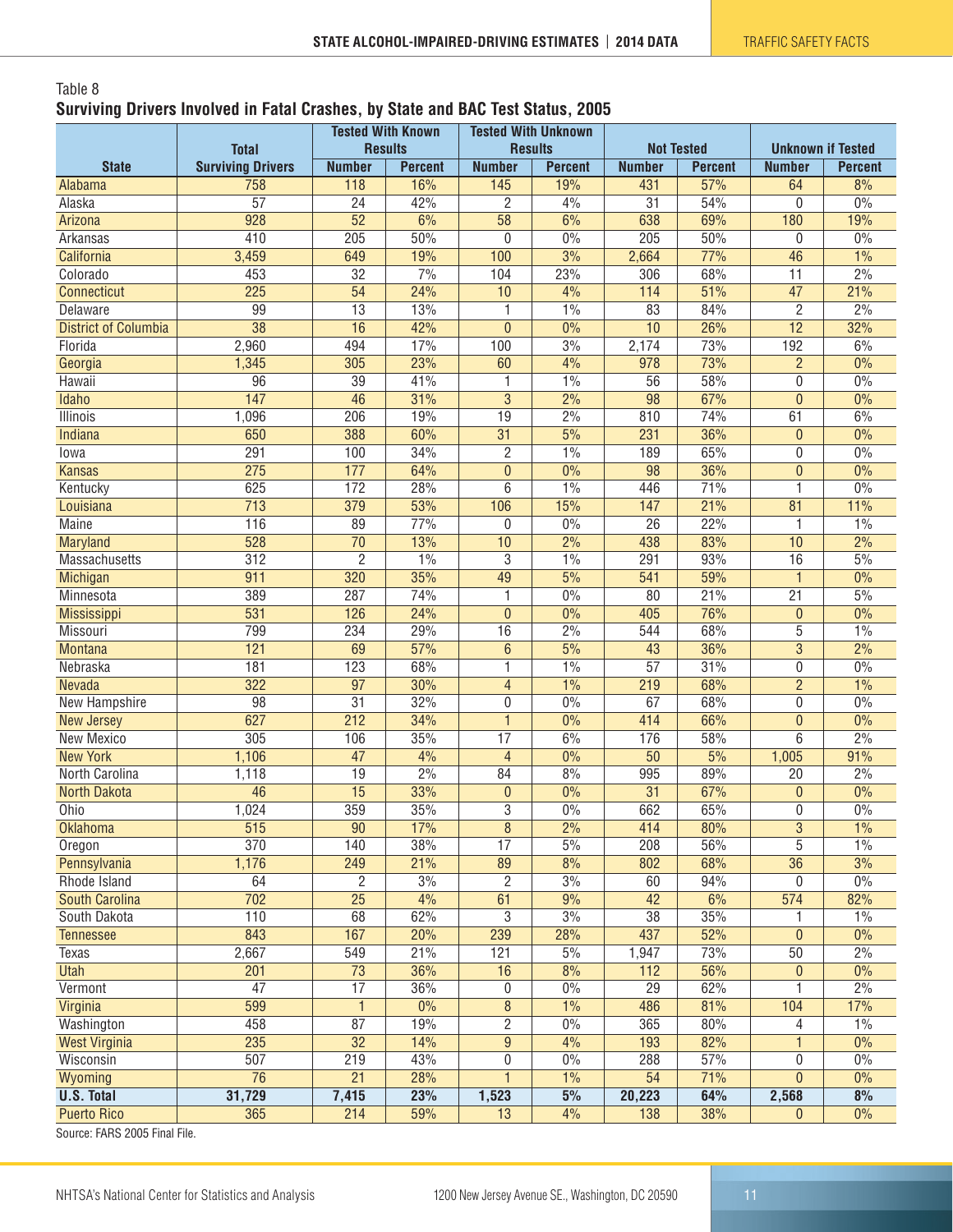Table 8

**Surviving Drivers Involved in Fatal Crashes, by State and BAC Test Status, 2005**

| State | Total Surviving Drivers | Tested With Known Results | | Tested With Unknown Results | | Not Tested | | Unknown if Tested | |
|---|---|---|---|---|---|---|---|---|---|
| | | Number | Percent | Number | Percent | Number | Percent | Number | Percent |
| Alabama | 758 | 118 | 16% | 145 | 19% | 431 | 57% | 64 | 8% |
| Alaska | 57 | 24 | 42% | 2 | 4% | 31 | 54% | 0 | 0% |
| Arizona | 928 | 52 | 6% | 58 | 6% | 638 | 69% | 180 | 19% |
| Arkansas | 410 | 205 | 50% | 0 | 0% | 205 | 50% | 0 | 0% |
| California | 3,459 | 649 | 19% | 100 | 3% | 2,664 | 77% | 46 | 1% |
| Colorado | 453 | 32 | 7% | 104 | 23% | 306 | 68% | 11 | 2% |
| Connecticut | 225 | 54 | 24% | 10 | 4% | 114 | 51% | 47 | 21% |
| Delaware | 99 | 13 | 13% | 1 | 1% | 83 | 84% | 2 | 2% |
| District of Columbia | 38 | 16 | 42% | 0 | 0% | 10 | 26% | 12 | 32% |
| Florida | 2,960 | 494 | 17% | 100 | 3% | 2,174 | 73% | 192 | 6% |
| Georgia | 1,345 | 305 | 23% | 60 | 4% | 978 | 73% | 2 | 0% |
| Hawaii | 96 | 39 | 41% | 1 | 1% | 56 | 58% | 0 | 0% |
| Idaho | 147 | 46 | 31% | 3 | 2% | 98 | 67% | 0 | 0% |
| Illinois | 1,096 | 206 | 19% | 19 | 2% | 810 | 74% | 61 | 6% |
| Indiana | 650 | 388 | 60% | 31 | 5% | 231 | 36% | 0 | 0% |
| Iowa | 291 | 100 | 34% | 2 | 1% | 189 | 65% | 0 | 0% |
| Kansas | 275 | 177 | 64% | 0 | 0% | 98 | 36% | 0 | 0% |
| Kentucky | 625 | 172 | 28% | 6 | 1% | 446 | 71% | 1 | 0% |
| Louisiana | 713 | 379 | 53% | 106 | 15% | 147 | 21% | 81 | 11% |
| Maine | 116 | 89 | 77% | 0 | 0% | 26 | 22% | 1 | 1% |
| Maryland | 528 | 70 | 13% | 10 | 2% | 438 | 83% | 10 | 2% |
| Massachusetts | 312 | 2 | 1% | 3 | 1% | 291 | 93% | 16 | 5% |
| Michigan | 911 | 320 | 35% | 49 | 5% | 541 | 59% | 1 | 0% |
| Minnesota | 389 | 287 | 74% | 1 | 0% | 80 | 21% | 21 | 5% |
| Mississippi | 531 | 126 | 24% | 0 | 0% | 405 | 76% | 0 | 0% |
| Missouri | 799 | 234 | 29% | 16 | 2% | 544 | 68% | 5 | 1% |
| Montana | 121 | 69 | 57% | 6 | 5% | 43 | 36% | 3 | 2% |
| Nebraska | 181 | 123 | 68% | 1 | 1% | 57 | 31% | 0 | 0% |
| Nevada | 322 | 97 | 30% | 4 | 1% | 219 | 68% | 2 | 1% |
| New Hampshire | 98 | 31 | 32% | 0 | 0% | 67 | 68% | 0 | 0% |
| New Jersey | 627 | 212 | 34% | 1 | 0% | 414 | 66% | 0 | 0% |
| New Mexico | 305 | 106 | 35% | 17 | 6% | 176 | 58% | 6 | 2% |
| New York | 1,106 | 47 | 4% | 4 | 0% | 50 | 5% | 1,005 | 91% |
| North Carolina | 1,118 | 19 | 2% | 84 | 8% | 995 | 89% | 20 | 2% |
| North Dakota | 46 | 15 | 33% | 0 | 0% | 31 | 67% | 0 | 0% |
| Ohio | 1,024 | 359 | 35% | 3 | 0% | 662 | 65% | 0 | 0% |
| Oklahoma | 515 | 90 | 17% | 8 | 2% | 414 | 80% | 3 | 1% |
| Oregon | 370 | 140 | 38% | 17 | 5% | 208 | 56% | 5 | 1% |
| Pennsylvania | 1,176 | 249 | 21% | 89 | 8% | 802 | 68% | 36 | 3% |
| Rhode Island | 64 | 2 | 3% | 2 | 3% | 60 | 94% | 0 | 0% |
| South Carolina | 702 | 25 | 4% | 61 | 9% | 42 | 6% | 574 | 82% |
| South Dakota | 110 | 68 | 62% | 3 | 3% | 38 | 35% | 1 | 1% |
| Tennessee | 843 | 167 | 20% | 239 | 28% | 437 | 52% | 0 | 0% |
| Texas | 2,667 | 549 | 21% | 121 | 5% | 1,947 | 73% | 50 | 2% |
| Utah | 201 | 73 | 36% | 16 | 8% | 112 | 56% | 0 | 0% |
| Vermont | 47 | 17 | 36% | 0 | 0% | 29 | 62% | 1 | 2% |
| Virginia | 599 | 1 | 0% | 8 | 1% | 486 | 81% | 104 | 17% |
| Washington | 458 | 87 | 19% | 2 | 0% | 365 | 80% | 4 | 1% |
| West Virginia | 235 | 32 | 14% | 9 | 4% | 193 | 82% | 1 | 0% |
| Wisconsin | 507 | 219 | 43% | 0 | 0% | 288 | 57% | 0 | 0% |
| Wyoming | 76 | 21 | 28% | 1 | 1% | 54 | 71% | 0 | 0% |
| **U.S. Total** | **31,729** | **7,415** | **23%** | **1,523** | **5%** | **20,223** | **64%** | **2,568** | **8%** |
| Puerto Rico | 365 | 214 | 59% | 13 | 4% | 138 | 38% | 0 | 0% |

Source: FARS 2005 Final File.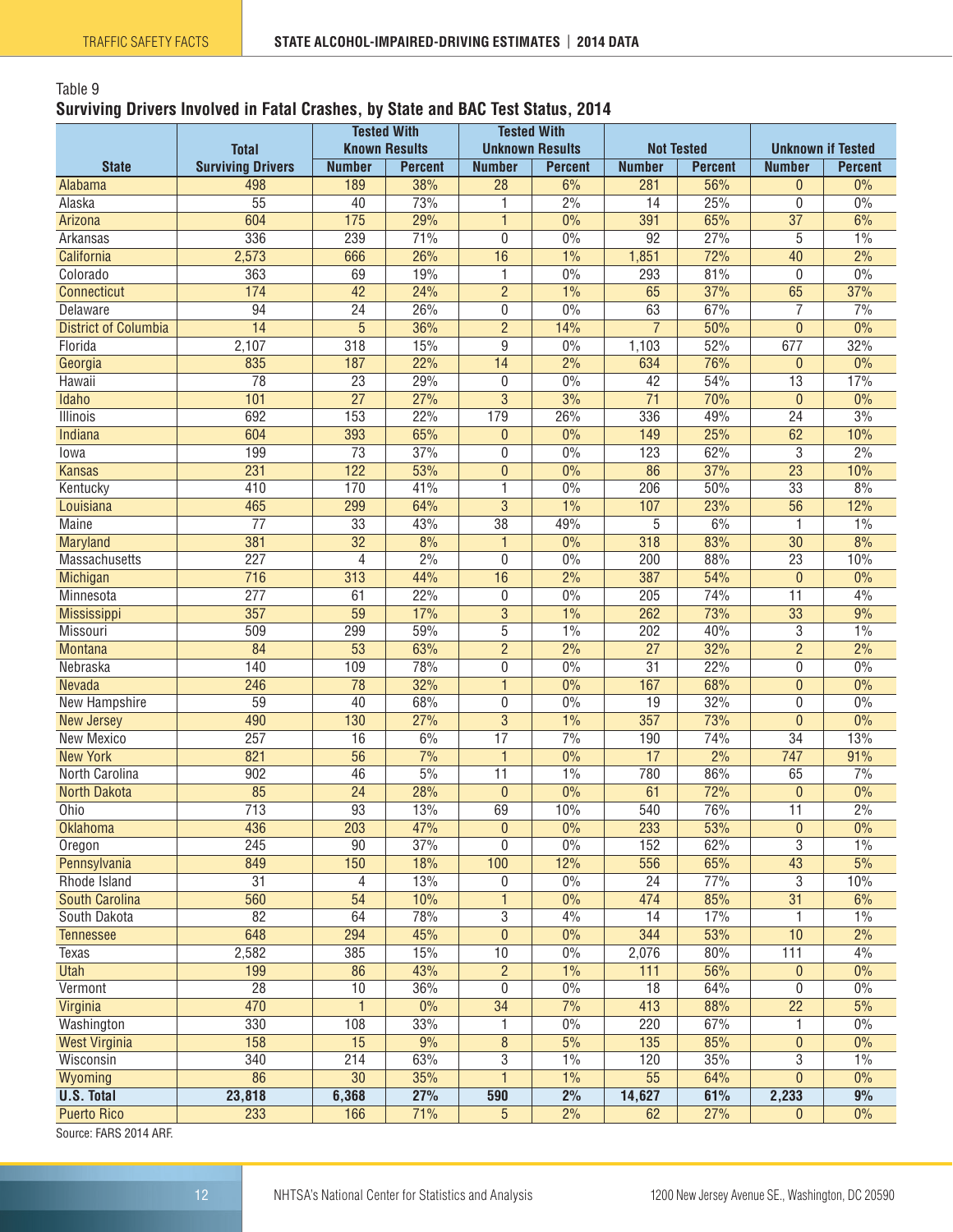Table 9

**Surviving Drivers Involved in Fatal Crashes, by State and BAC Test Status, 2014**

| State | Total Surviving Drivers | Tested With Known Results | | Tested With Unknown Results | | Not Tested | | Unknown if Tested | |
|---|---|---|---|---|---|---|---|---|---|
| | | Number | Percent | Number | Percent | Number | Percent | Number | Percent |
| Alabama | 498 | 189 | 38% | 28 | 6% | 281 | 56% | 0 | 0% |
| Alaska | 55 | 40 | 73% | 1 | 2% | 14 | 25% | 0 | 0% |
| Arizona | 604 | 175 | 29% | 1 | 0% | 391 | 65% | 37 | 6% |
| Arkansas | 336 | 239 | 71% | 0 | 0% | 92 | 27% | 5 | 1% |
| California | 2,573 | 666 | 26% | 16 | 1% | 1,851 | 72% | 40 | 2% |
| Colorado | 363 | 69 | 19% | 1 | 0% | 293 | 81% | 0 | 0% |
| Connecticut | 174 | 42 | 24% | 2 | 1% | 65 | 37% | 65 | 37% |
| Delaware | 94 | 24 | 26% | 0 | 0% | 63 | 67% | 7 | 7% |
| District of Columbia | 14 | 5 | 36% | 2 | 14% | 7 | 50% | 0 | 0% |
| Florida | 2,107 | 318 | 15% | 9 | 0% | 1,103 | 52% | 677 | 32% |
| Georgia | 835 | 187 | 22% | 14 | 2% | 634 | 76% | 0 | 0% |
| Hawaii | 78 | 23 | 29% | 0 | 0% | 42 | 54% | 13 | 17% |
| Idaho | 101 | 27 | 27% | 3 | 3% | 71 | 70% | 0 | 0% |
| Illinois | 692 | 153 | 22% | 179 | 26% | 336 | 49% | 24 | 3% |
| Indiana | 604 | 393 | 65% | 0 | 0% | 149 | 25% | 62 | 10% |
| Iowa | 199 | 73 | 37% | 0 | 0% | 123 | 62% | 3 | 2% |
| Kansas | 231 | 122 | 53% | 0 | 0% | 86 | 37% | 23 | 10% |
| Kentucky | 410 | 170 | 41% | 1 | 0% | 206 | 50% | 33 | 8% |
| Louisiana | 465 | 299 | 64% | 3 | 1% | 107 | 23% | 56 | 12% |
| Maine | 77 | 33 | 43% | 38 | 49% | 5 | 6% | 1 | 1% |
| Maryland | 381 | 32 | 8% | 1 | 0% | 318 | 83% | 30 | 8% |
| Massachusetts | 227 | 4 | 2% | 0 | 0% | 200 | 88% | 23 | 10% |
| Michigan | 716 | 313 | 44% | 16 | 2% | 387 | 54% | 0 | 0% |
| Minnesota | 277 | 61 | 22% | 0 | 0% | 205 | 74% | 11 | 4% |
| Mississippi | 357 | 59 | 17% | 3 | 1% | 262 | 73% | 33 | 9% |
| Missouri | 509 | 299 | 59% | 5 | 1% | 202 | 40% | 3 | 1% |
| Montana | 84 | 53 | 63% | 2 | 2% | 27 | 32% | 2 | 2% |
| Nebraska | 140 | 109 | 78% | 0 | 0% | 31 | 22% | 0 | 0% |
| Nevada | 246 | 78 | 32% | 1 | 0% | 167 | 68% | 0 | 0% |
| New Hampshire | 59 | 40 | 68% | 0 | 0% | 19 | 32% | 0 | 0% |
| New Jersey | 490 | 130 | 27% | 3 | 1% | 357 | 73% | 0 | 0% |
| New Mexico | 257 | 16 | 6% | 17 | 7% | 190 | 74% | 34 | 13% |
| New York | 821 | 56 | 7% | 1 | 0% | 17 | 2% | 747 | 91% |
| North Carolina | 902 | 46 | 5% | 11 | 1% | 780 | 86% | 65 | 7% |
| North Dakota | 85 | 24 | 28% | 0 | 0% | 61 | 72% | 0 | 0% |
| Ohio | 713 | 93 | 13% | 69 | 10% | 540 | 76% | 11 | 2% |
| Oklahoma | 436 | 203 | 47% | 0 | 0% | 233 | 53% | 0 | 0% |
| Oregon | 245 | 90 | 37% | 0 | 0% | 152 | 62% | 3 | 1% |
| Pennsylvania | 849 | 150 | 18% | 100 | 12% | 556 | 65% | 43 | 5% |
| Rhode Island | 31 | 4 | 13% | 0 | 0% | 24 | 77% | 3 | 10% |
| South Carolina | 560 | 54 | 10% | 1 | 0% | 474 | 85% | 31 | 6% |
| South Dakota | 82 | 64 | 78% | 3 | 4% | 14 | 17% | 1 | 1% |
| Tennessee | 648 | 294 | 45% | 0 | 0% | 344 | 53% | 10 | 2% |
| Texas | 2,582 | 385 | 15% | 10 | 0% | 2,076 | 80% | 111 | 4% |
| Utah | 199 | 86 | 43% | 2 | 1% | 111 | 56% | 0 | 0% |
| Vermont | 28 | 10 | 36% | 0 | 0% | 18 | 64% | 0 | 0% |
| Virginia | 470 | 1 | 0% | 34 | 7% | 413 | 88% | 22 | 5% |
| Washington | 330 | 108 | 33% | 1 | 0% | 220 | 67% | 1 | 0% |
| West Virginia | 158 | 15 | 9% | 8 | 5% | 135 | 85% | 0 | 0% |
| Wisconsin | 340 | 214 | 63% | 3 | 1% | 120 | 35% | 3 | 1% |
| Wyoming | 86 | 30 | 35% | 1 | 1% | 55 | 64% | 0 | 0% |
| **U.S. Total** | **23,818** | **6,368** | **27%** | **590** | **2%** | **14,627** | **61%** | **2,233** | **9%** |
| Puerto Rico | 233 | 166 | 71% | 5 | 2% | 62 | 27% | 0 | 0% |

Source: FARS 2014 ARF.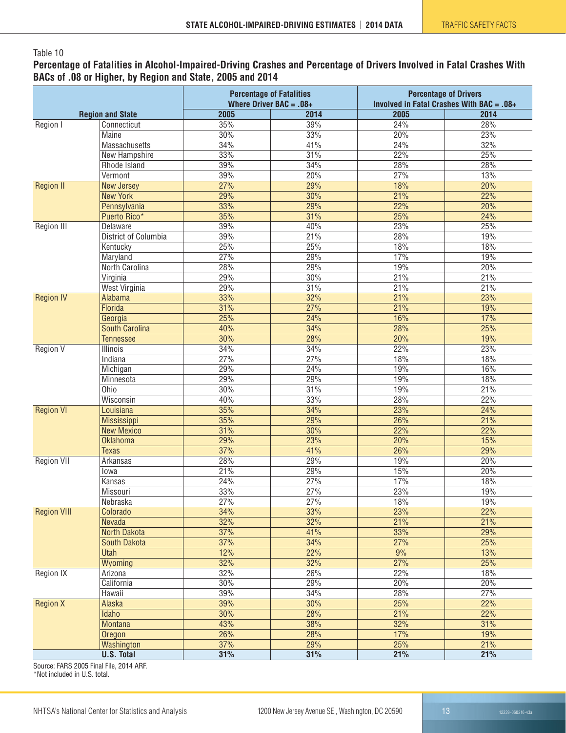Table 10

**Percentage of Fatalities in Alcohol-Impaired-Driving Crashes and Percentage of Drivers Involved in Fatal Crashes With BACs of .08 or Higher, by Region and State, 2005 and 2014**

| Region and State | | Percentage of Fatalities Where Driver BAC = .08+ | | Percentage of Drivers Involved in Fatal Crashes With BAC = .08+ | |
|---|---|---|---|---|---|
| | | 2005 | 2014 | 2005 | 2014 |
| Region I | Connecticut | 35% | 39% | 24% | 28% |
| | Maine | 30% | 33% | 20% | 23% |
| | Massachusetts | 34% | 41% | 24% | 32% |
| | New Hampshire | 33% | 31% | 22% | 25% |
| | Rhode Island | 39% | 34% | 28% | 28% |
| | Vermont | 39% | 20% | 27% | 13% |
| Region II | New Jersey | 27% | 29% | 18% | 20% |
| | New York | 29% | 30% | 21% | 22% |
| | Pennsylvania | 33% | 29% | 22% | 20% |
| | Puerto Rico* | 35% | 31% | 25% | 24% |
| Region III | Delaware | 39% | 40% | 23% | 25% |
| | District of Columbia | 39% | 21% | 28% | 19% |
| | Kentucky | 25% | 25% | 18% | 18% |
| | Maryland | 27% | 29% | 17% | 19% |
| | North Carolina | 28% | 29% | 19% | 20% |
| | Virginia | 29% | 30% | 21% | 21% |
| | West Virginia | 29% | 31% | 21% | 21% |
| Region IV | Alabama | 33% | 32% | 21% | 23% |
| | Florida | 31% | 27% | 21% | 19% |
| | Georgia | 25% | 24% | 16% | 17% |
| | South Carolina | 40% | 34% | 28% | 25% |
| | Tennessee | 30% | 28% | 20% | 19% |
| Region V | Illinois | 34% | 34% | 22% | 23% |
| | Indiana | 27% | 27% | 18% | 18% |
| | Michigan | 29% | 24% | 19% | 16% |
| | Minnesota | 29% | 29% | 19% | 18% |
| | Ohio | 30% | 31% | 19% | 21% |
| | Wisconsin | 40% | 33% | 28% | 22% |
| Region VI | Louisiana | 35% | 34% | 23% | 24% |
| | Mississippi | 35% | 29% | 26% | 21% |
| | New Mexico | 31% | 30% | 22% | 22% |
| | Oklahoma | 29% | 23% | 20% | 15% |
| | Texas | 37% | 41% | 26% | 29% |
| Region VII | Arkansas | 28% | 29% | 19% | 20% |
| | Iowa | 21% | 29% | 15% | 20% |
| | Kansas | 24% | 27% | 17% | 18% |
| | Missouri | 33% | 27% | 23% | 19% |
| | Nebraska | 27% | 27% | 18% | 19% |
| Region VIII | Colorado | 34% | 33% | 23% | 22% |
| | Nevada | 32% | 32% | 21% | 21% |
| | North Dakota | 37% | 41% | 33% | 29% |
| | South Dakota | 37% | 34% | 27% | 25% |
| | Utah | 12% | 22% | 9% | 13% |
| | Wyoming | 32% | 32% | 27% | 25% |
| Region IX | Arizona | 32% | 26% | 22% | 18% |
| | California | 30% | 29% | 20% | 20% |
| | Hawaii | 39% | 34% | 28% | 27% |
| Region X | Alaska | 39% | 30% | 25% | 22% |
| | Idaho | 30% | 28% | 21% | 22% |
| | Montana | 43% | 38% | 32% | 31% |
| | Oregon | 26% | 28% | 17% | 19% |
| | Washington | 37% | 29% | 25% | 21% |
| **U.S. Total** | | **31%** | **31%** | **21%** | **21%** |

Source: FARS 2005 Final File, 2014 ARF.

*Not included in U.S. total.